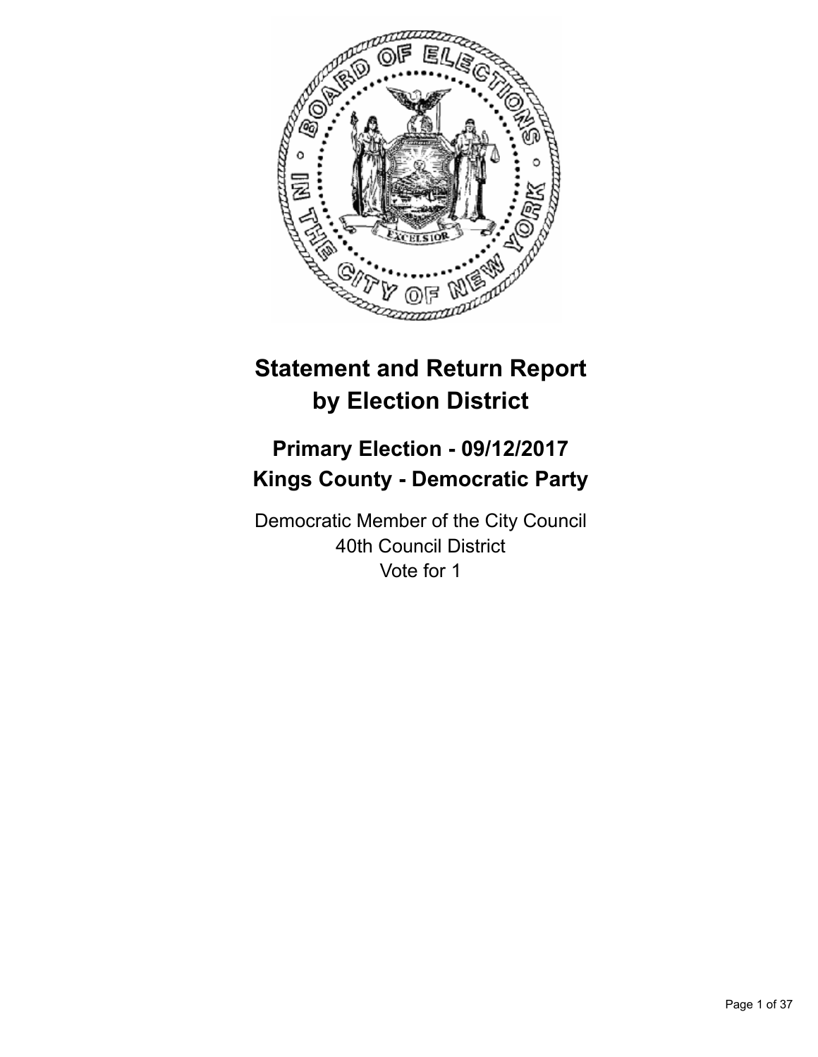# Statement and Return Report by Election District

## Primary Election - 09/12/2017
## Kings County - Democratic Party

Democratic Member of the City Council
40th Council District
Vote for 1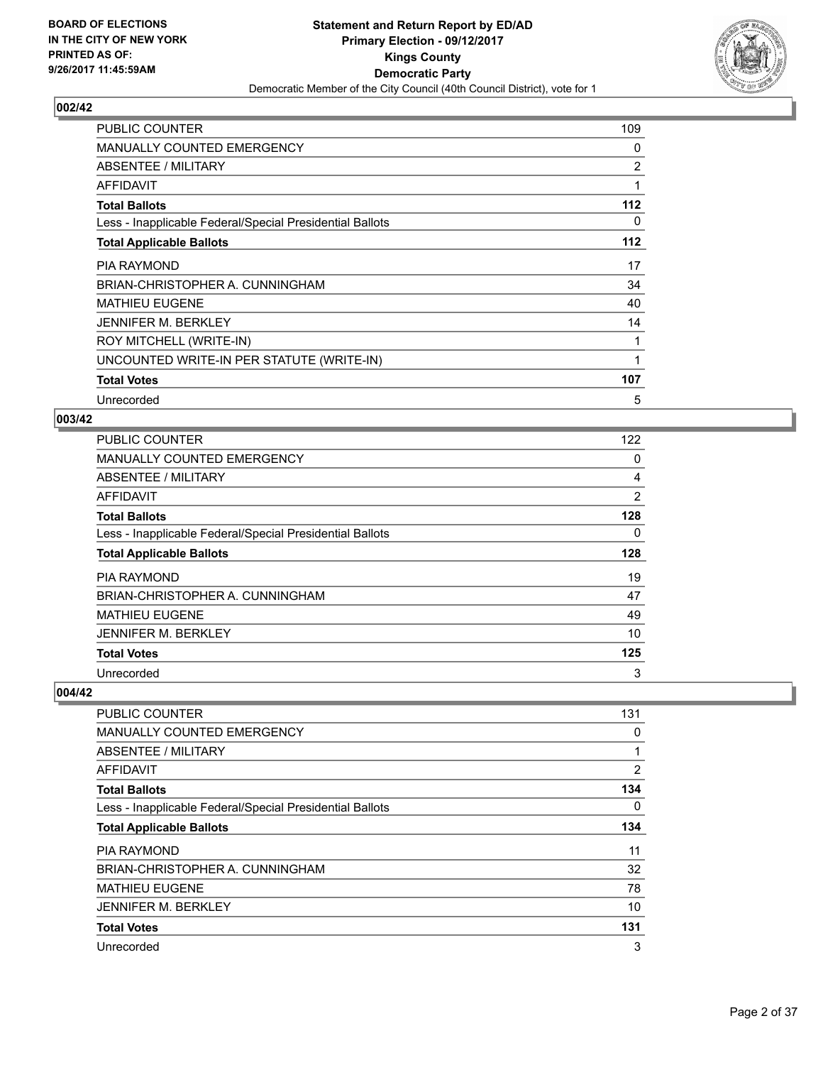**BOARD OF ELECTIONS IN THE CITY OF NEW YORK PRINTED AS OF: 9/26/2017 11:45:59AM**

**Statement and Return Report by ED/AD Primary Election - 09/12/2017 Kings County Democratic Party**

Democratic Member of the City Council (40th Council District), vote for 1

## 002/42

| | |
|---|---|
| PUBLIC COUNTER | 109 |
| MANUALLY COUNTED EMERGENCY | 0 |
| ABSENTEE / MILITARY | 2 |
| AFFIDAVIT | 1 |
| **Total Ballots** | **112** |
| Less - Inapplicable Federal/Special Presidential Ballots | 0 |
| **Total Applicable Ballots** | **112** |
| PIA RAYMOND | 17 |
| BRIAN-CHRISTOPHER A. CUNNINGHAM | 34 |
| MATHIEU EUGENE | 40 |
| JENNIFER M. BERKLEY | 14 |
| ROY MITCHELL (WRITE-IN) | 1 |
| UNCOUNTED WRITE-IN PER STATUTE (WRITE-IN) | 1 |
| **Total Votes** | **107** |
| Unrecorded | 5 |

## 003/42

| | |
|---|---|
| PUBLIC COUNTER | 122 |
| MANUALLY COUNTED EMERGENCY | 0 |
| ABSENTEE / MILITARY | 4 |
| AFFIDAVIT | 2 |
| **Total Ballots** | **128** |
| Less - Inapplicable Federal/Special Presidential Ballots | 0 |
| **Total Applicable Ballots** | **128** |
| PIA RAYMOND | 19 |
| BRIAN-CHRISTOPHER A. CUNNINGHAM | 47 |
| MATHIEU EUGENE | 49 |
| JENNIFER M. BERKLEY | 10 |
| **Total Votes** | **125** |
| Unrecorded | 3 |

## 004/42

| | |
|---|---|
| PUBLIC COUNTER | 131 |
| MANUALLY COUNTED EMERGENCY | 0 |
| ABSENTEE / MILITARY | 1 |
| AFFIDAVIT | 2 |
| **Total Ballots** | **134** |
| Less - Inapplicable Federal/Special Presidential Ballots | 0 |
| **Total Applicable Ballots** | **134** |
| PIA RAYMOND | 11 |
| BRIAN-CHRISTOPHER A. CUNNINGHAM | 32 |
| MATHIEU EUGENE | 78 |
| JENNIFER M. BERKLEY | 10 |
| **Total Votes** | **131** |
| Unrecorded | 3 |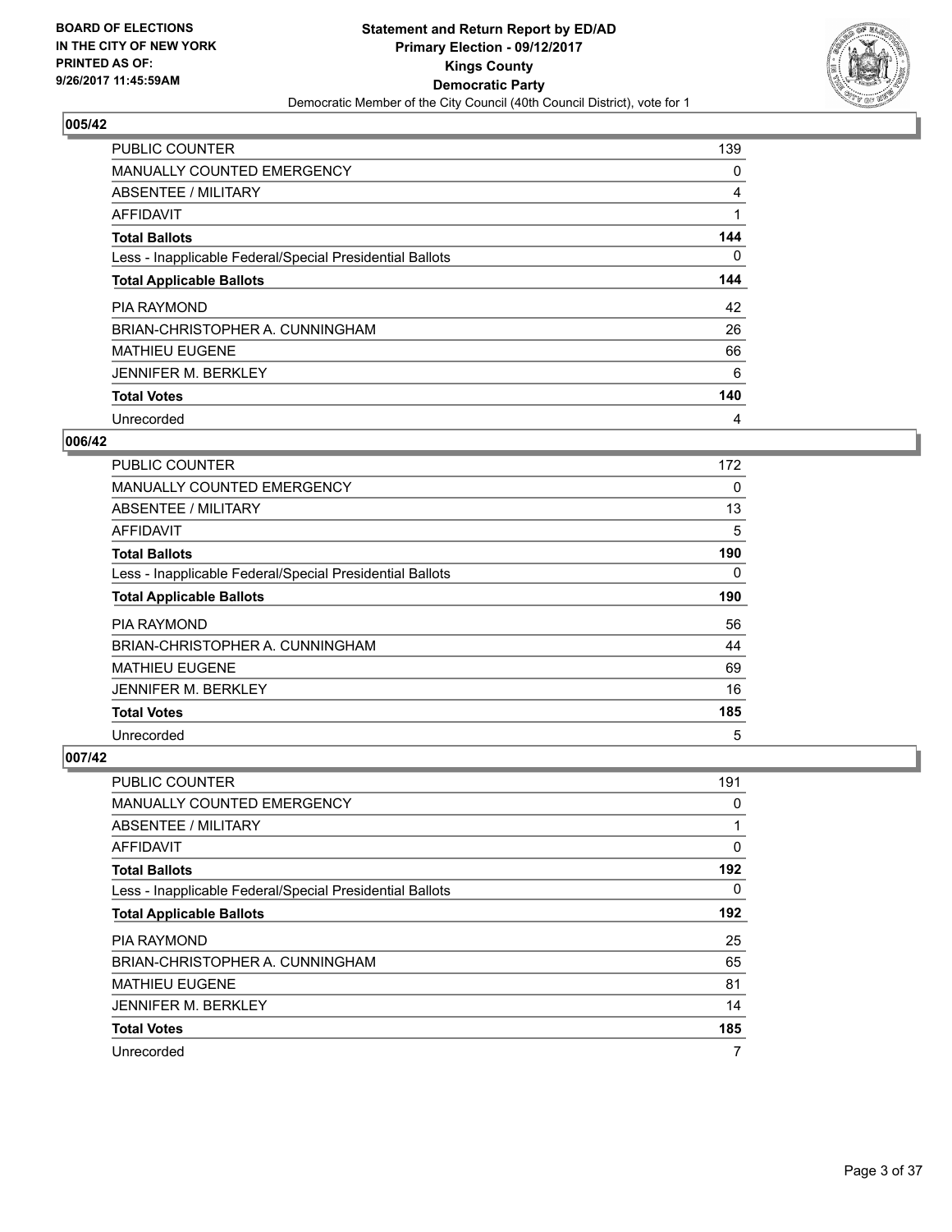**BOARD OF ELECTIONS IN THE CITY OF NEW YORK PRINTED AS OF: 9/26/2017 11:45:59AM**

**Statement and Return Report by ED/AD Primary Election - 09/12/2017 Kings County Democratic Party**

Democratic Member of the City Council (40th Council District), vote for 1

## 005/42

| | |
|---|---|
| PUBLIC COUNTER | 139 |
| MANUALLY COUNTED EMERGENCY | 0 |
| ABSENTEE / MILITARY | 4 |
| AFFIDAVIT | 1 |
| **Total Ballots** | **144** |
| Less - Inapplicable Federal/Special Presidential Ballots | 0 |
| **Total Applicable Ballots** | **144** |
| PIA RAYMOND | 42 |
| BRIAN-CHRISTOPHER A. CUNNINGHAM | 26 |
| MATHIEU EUGENE | 66 |
| JENNIFER M. BERKLEY | 6 |
| **Total Votes** | **140** |
| Unrecorded | 4 |

## 006/42

| | |
|---|---|
| PUBLIC COUNTER | 172 |
| MANUALLY COUNTED EMERGENCY | 0 |
| ABSENTEE / MILITARY | 13 |
| AFFIDAVIT | 5 |
| **Total Ballots** | **190** |
| Less - Inapplicable Federal/Special Presidential Ballots | 0 |
| **Total Applicable Ballots** | **190** |
| PIA RAYMOND | 56 |
| BRIAN-CHRISTOPHER A. CUNNINGHAM | 44 |
| MATHIEU EUGENE | 69 |
| JENNIFER M. BERKLEY | 16 |
| **Total Votes** | **185** |
| Unrecorded | 5 |

## 007/42

| | |
|---|---|
| PUBLIC COUNTER | 191 |
| MANUALLY COUNTED EMERGENCY | 0 |
| ABSENTEE / MILITARY | 1 |
| AFFIDAVIT | 0 |
| **Total Ballots** | **192** |
| Less - Inapplicable Federal/Special Presidential Ballots | 0 |
| **Total Applicable Ballots** | **192** |
| PIA RAYMOND | 25 |
| BRIAN-CHRISTOPHER A. CUNNINGHAM | 65 |
| MATHIEU EUGENE | 81 |
| JENNIFER M. BERKLEY | 14 |
| **Total Votes** | **185** |
| Unrecorded | 7 |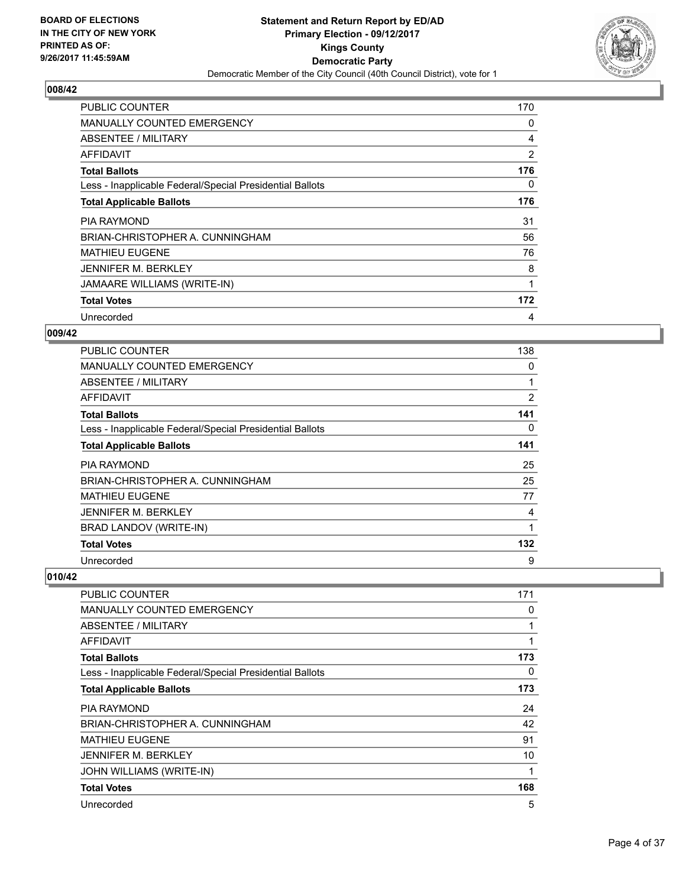**BOARD OF ELECTIONS IN THE CITY OF NEW YORK PRINTED AS OF: 9/26/2017 11:45:59AM**

**Statement and Return Report by ED/AD Primary Election - 09/12/2017 Kings County Democratic Party**
Democratic Member of the City Council (40th Council District), vote for 1

## 008/42

| | |
|---|---|
| PUBLIC COUNTER | 170 |
| MANUALLY COUNTED EMERGENCY | 0 |
| ABSENTEE / MILITARY | 4 |
| AFFIDAVIT | 2 |
| **Total Ballots** | **176** |
| Less - Inapplicable Federal/Special Presidential Ballots | 0 |
| **Total Applicable Ballots** | **176** |
| PIA RAYMOND | 31 |
| BRIAN-CHRISTOPHER A. CUNNINGHAM | 56 |
| MATHIEU EUGENE | 76 |
| JENNIFER M. BERKLEY | 8 |
| JAMAARE WILLIAMS (WRITE-IN) | 1 |
| **Total Votes** | **172** |
| Unrecorded | 4 |

## 009/42

| | |
|---|---|
| PUBLIC COUNTER | 138 |
| MANUALLY COUNTED EMERGENCY | 0 |
| ABSENTEE / MILITARY | 1 |
| AFFIDAVIT | 2 |
| **Total Ballots** | **141** |
| Less - Inapplicable Federal/Special Presidential Ballots | 0 |
| **Total Applicable Ballots** | **141** |
| PIA RAYMOND | 25 |
| BRIAN-CHRISTOPHER A. CUNNINGHAM | 25 |
| MATHIEU EUGENE | 77 |
| JENNIFER M. BERKLEY | 4 |
| BRAD LANDOV (WRITE-IN) | 1 |
| **Total Votes** | **132** |
| Unrecorded | 9 |

## 010/42

| | |
|---|---|
| PUBLIC COUNTER | 171 |
| MANUALLY COUNTED EMERGENCY | 0 |
| ABSENTEE / MILITARY | 1 |
| AFFIDAVIT | 1 |
| **Total Ballots** | **173** |
| Less - Inapplicable Federal/Special Presidential Ballots | 0 |
| **Total Applicable Ballots** | **173** |
| PIA RAYMOND | 24 |
| BRIAN-CHRISTOPHER A. CUNNINGHAM | 42 |
| MATHIEU EUGENE | 91 |
| JENNIFER M. BERKLEY | 10 |
| JOHN WILLIAMS (WRITE-IN) | 1 |
| **Total Votes** | **168** |
| Unrecorded | 5 |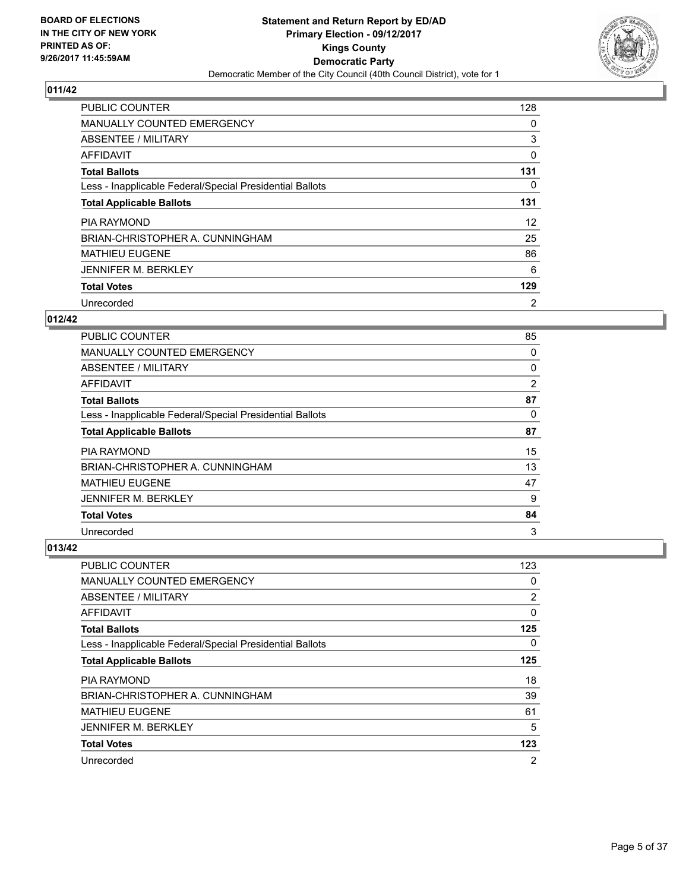**BOARD OF ELECTIONS IN THE CITY OF NEW YORK PRINTED AS OF: 9/26/2017 11:45:59AM**

**Statement and Return Report by ED/AD Primary Election - 09/12/2017 Kings County Democratic Party**

Democratic Member of the City Council (40th Council District), vote for 1

## 011/42

| | |
|---|---|
| PUBLIC COUNTER | 128 |
| MANUALLY COUNTED EMERGENCY | 0 |
| ABSENTEE / MILITARY | 3 |
| AFFIDAVIT | 0 |
| **Total Ballots** | **131** |
| Less - Inapplicable Federal/Special Presidential Ballots | 0 |
| **Total Applicable Ballots** | **131** |
| PIA RAYMOND | 12 |
| BRIAN-CHRISTOPHER A. CUNNINGHAM | 25 |
| MATHIEU EUGENE | 86 |
| JENNIFER M. BERKLEY | 6 |
| **Total Votes** | **129** |
| Unrecorded | 2 |

## 012/42

| | |
|---|---|
| PUBLIC COUNTER | 85 |
| MANUALLY COUNTED EMERGENCY | 0 |
| ABSENTEE / MILITARY | 0 |
| AFFIDAVIT | 2 |
| **Total Ballots** | **87** |
| Less - Inapplicable Federal/Special Presidential Ballots | 0 |
| **Total Applicable Ballots** | **87** |
| PIA RAYMOND | 15 |
| BRIAN-CHRISTOPHER A. CUNNINGHAM | 13 |
| MATHIEU EUGENE | 47 |
| JENNIFER M. BERKLEY | 9 |
| **Total Votes** | **84** |
| Unrecorded | 3 |

## 013/42

| | |
|---|---|
| PUBLIC COUNTER | 123 |
| MANUALLY COUNTED EMERGENCY | 0 |
| ABSENTEE / MILITARY | 2 |
| AFFIDAVIT | 0 |
| **Total Ballots** | **125** |
| Less - Inapplicable Federal/Special Presidential Ballots | 0 |
| **Total Applicable Ballots** | **125** |
| PIA RAYMOND | 18 |
| BRIAN-CHRISTOPHER A. CUNNINGHAM | 39 |
| MATHIEU EUGENE | 61 |
| JENNIFER M. BERKLEY | 5 |
| **Total Votes** | **123** |
| Unrecorded | 2 |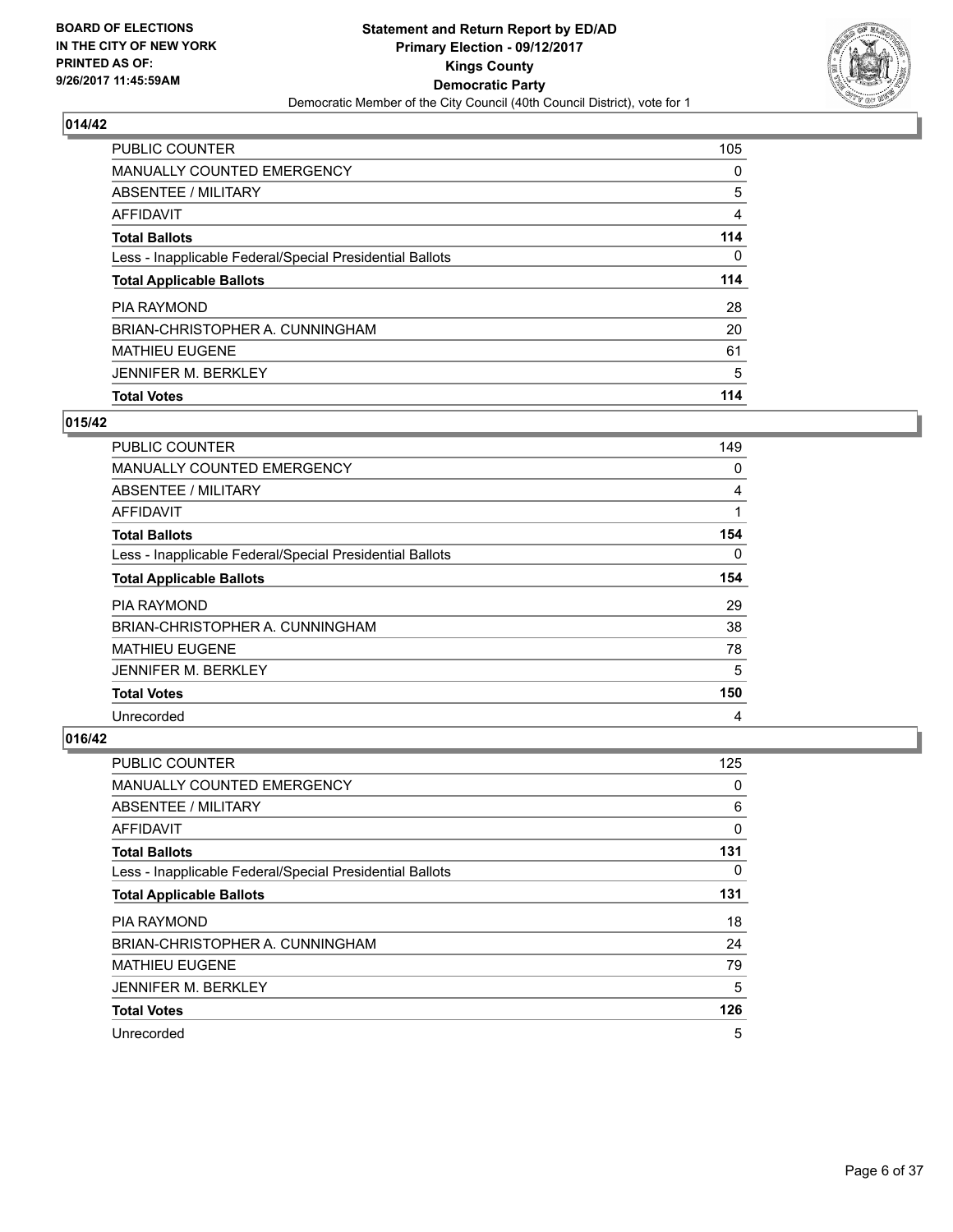## 014/42

| | |
|---|---|
| PUBLIC COUNTER | 105 |
| MANUALLY COUNTED EMERGENCY | 0 |
| ABSENTEE / MILITARY | 5 |
| AFFIDAVIT | 4 |
| **Total Ballots** | **114** |
| Less - Inapplicable Federal/Special Presidential Ballots | 0 |
| **Total Applicable Ballots** | **114** |
| PIA RAYMOND | 28 |
| BRIAN-CHRISTOPHER A. CUNNINGHAM | 20 |
| MATHIEU EUGENE | 61 |
| JENNIFER M. BERKLEY | 5 |
| **Total Votes** | **114** |

## 015/42

| | |
|---|---|
| PUBLIC COUNTER | 149 |
| MANUALLY COUNTED EMERGENCY | 0 |
| ABSENTEE / MILITARY | 4 |
| AFFIDAVIT | 1 |
| **Total Ballots** | **154** |
| Less - Inapplicable Federal/Special Presidential Ballots | 0 |
| **Total Applicable Ballots** | **154** |
| PIA RAYMOND | 29 |
| BRIAN-CHRISTOPHER A. CUNNINGHAM | 38 |
| MATHIEU EUGENE | 78 |
| JENNIFER M. BERKLEY | 5 |
| **Total Votes** | **150** |
| Unrecorded | 4 |

## 016/42

| | |
|---|---|
| PUBLIC COUNTER | 125 |
| MANUALLY COUNTED EMERGENCY | 0 |
| ABSENTEE / MILITARY | 6 |
| AFFIDAVIT | 0 |
| **Total Ballots** | **131** |
| Less - Inapplicable Federal/Special Presidential Ballots | 0 |
| **Total Applicable Ballots** | **131** |
| PIA RAYMOND | 18 |
| BRIAN-CHRISTOPHER A. CUNNINGHAM | 24 |
| MATHIEU EUGENE | 79 |
| JENNIFER M. BERKLEY | 5 |
| **Total Votes** | **126** |
| Unrecorded | 5 |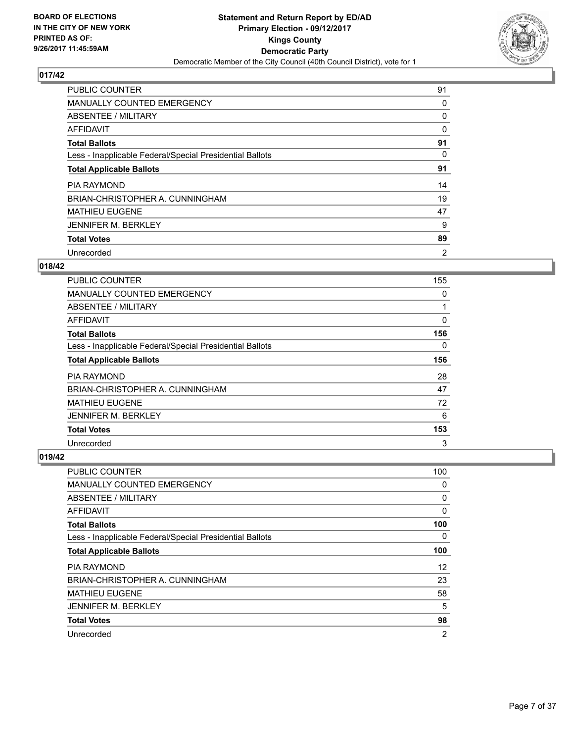BOARD OF ELECTIONS
IN THE CITY OF NEW YORK
PRINTED AS OF:
9/26/2017 11:45:59AM

**Statement and Return Report by ED/AD**
**Primary Election - 09/12/2017**
**Kings County**
**Democratic Party**
Democratic Member of the City Council (40th Council District), vote for 1

## 017/42

| | |
|---|---|
| PUBLIC COUNTER | 91 |
| MANUALLY COUNTED EMERGENCY | 0 |
| ABSENTEE / MILITARY | 0 |
| AFFIDAVIT | 0 |
| **Total Ballots** | **91** |
| Less - Inapplicable Federal/Special Presidential Ballots | 0 |
| **Total Applicable Ballots** | **91** |
| PIA RAYMOND | 14 |
| BRIAN-CHRISTOPHER A. CUNNINGHAM | 19 |
| MATHIEU EUGENE | 47 |
| JENNIFER M. BERKLEY | 9 |
| **Total Votes** | **89** |
| Unrecorded | 2 |

## 018/42

| | |
|---|---|
| PUBLIC COUNTER | 155 |
| MANUALLY COUNTED EMERGENCY | 0 |
| ABSENTEE / MILITARY | 1 |
| AFFIDAVIT | 0 |
| **Total Ballots** | **156** |
| Less - Inapplicable Federal/Special Presidential Ballots | 0 |
| **Total Applicable Ballots** | **156** |
| PIA RAYMOND | 28 |
| BRIAN-CHRISTOPHER A. CUNNINGHAM | 47 |
| MATHIEU EUGENE | 72 |
| JENNIFER M. BERKLEY | 6 |
| **Total Votes** | **153** |
| Unrecorded | 3 |

## 019/42

| | |
|---|---|
| PUBLIC COUNTER | 100 |
| MANUALLY COUNTED EMERGENCY | 0 |
| ABSENTEE / MILITARY | 0 |
| AFFIDAVIT | 0 |
| **Total Ballots** | **100** |
| Less - Inapplicable Federal/Special Presidential Ballots | 0 |
| **Total Applicable Ballots** | **100** |
| PIA RAYMOND | 12 |
| BRIAN-CHRISTOPHER A. CUNNINGHAM | 23 |
| MATHIEU EUGENE | 58 |
| JENNIFER M. BERKLEY | 5 |
| **Total Votes** | **98** |
| Unrecorded | 2 |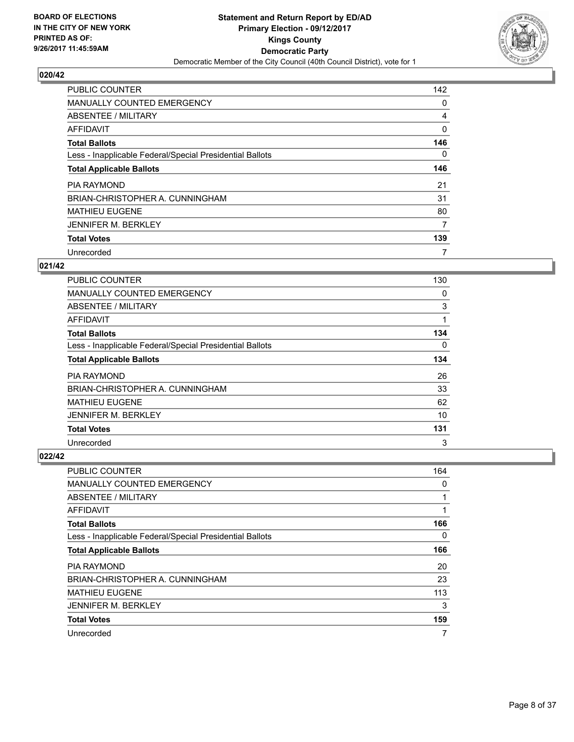## 020/42

| | |
|---|---|
| PUBLIC COUNTER | 142 |
| MANUALLY COUNTED EMERGENCY | 0 |
| ABSENTEE / MILITARY | 4 |
| AFFIDAVIT | 0 |
| **Total Ballots** | **146** |
| Less - Inapplicable Federal/Special Presidential Ballots | 0 |
| **Total Applicable Ballots** | **146** |
| PIA RAYMOND | 21 |
| BRIAN-CHRISTOPHER A. CUNNINGHAM | 31 |
| MATHIEU EUGENE | 80 |
| JENNIFER M. BERKLEY | 7 |
| **Total Votes** | **139** |
| Unrecorded | 7 |

## 021/42

| | |
|---|---|
| PUBLIC COUNTER | 130 |
| MANUALLY COUNTED EMERGENCY | 0 |
| ABSENTEE / MILITARY | 3 |
| AFFIDAVIT | 1 |
| **Total Ballots** | **134** |
| Less - Inapplicable Federal/Special Presidential Ballots | 0 |
| **Total Applicable Ballots** | **134** |
| PIA RAYMOND | 26 |
| BRIAN-CHRISTOPHER A. CUNNINGHAM | 33 |
| MATHIEU EUGENE | 62 |
| JENNIFER M. BERKLEY | 10 |
| **Total Votes** | **131** |
| Unrecorded | 3 |

## 022/42

| | |
|---|---|
| PUBLIC COUNTER | 164 |
| MANUALLY COUNTED EMERGENCY | 0 |
| ABSENTEE / MILITARY | 1 |
| AFFIDAVIT | 1 |
| **Total Ballots** | **166** |
| Less - Inapplicable Federal/Special Presidential Ballots | 0 |
| **Total Applicable Ballots** | **166** |
| PIA RAYMOND | 20 |
| BRIAN-CHRISTOPHER A. CUNNINGHAM | 23 |
| MATHIEU EUGENE | 113 |
| JENNIFER M. BERKLEY | 3 |
| **Total Votes** | **159** |
| Unrecorded | 7 |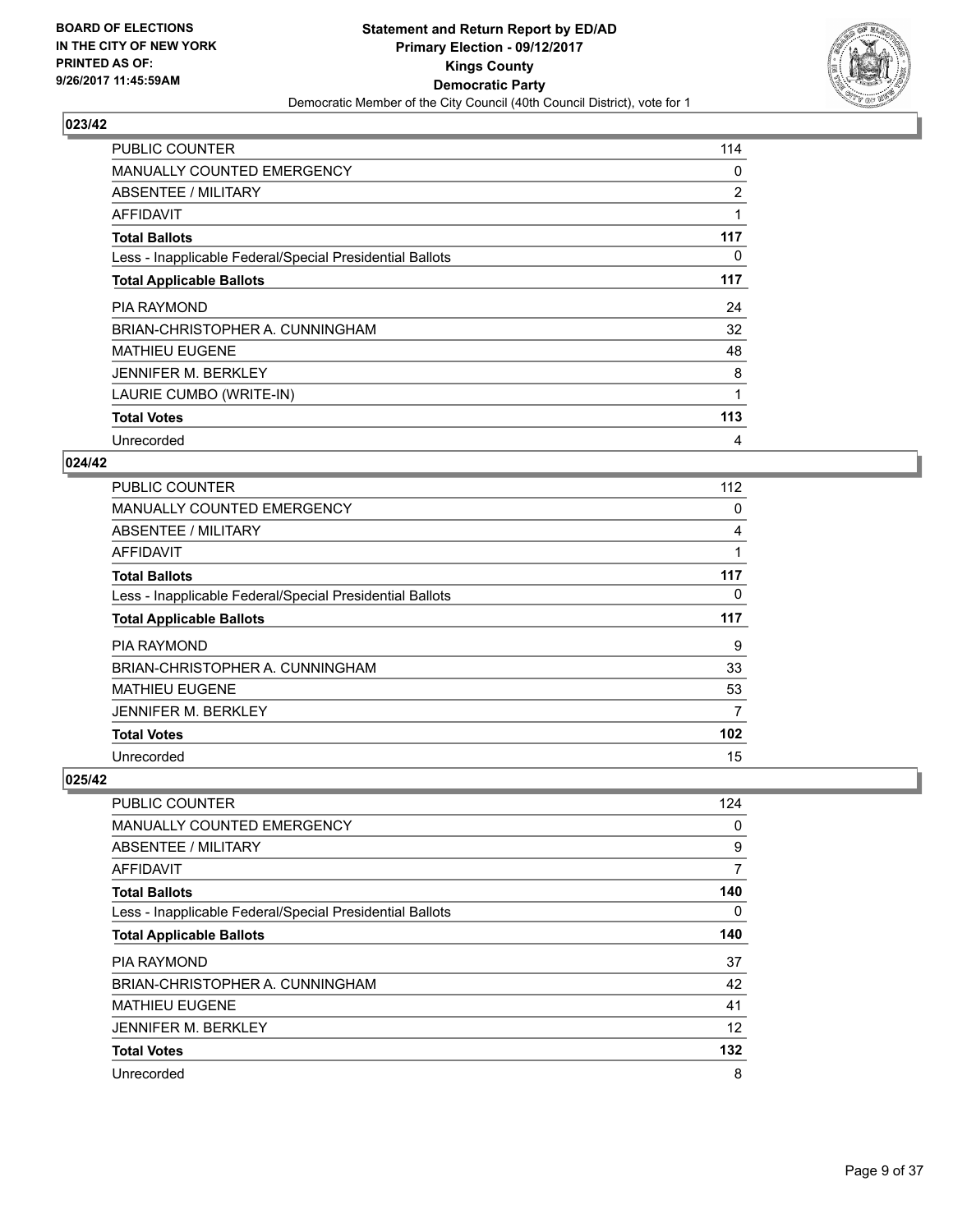**BOARD OF ELECTIONS IN THE CITY OF NEW YORK PRINTED AS OF: 9/26/2017 11:45:59AM**

**Statement and Return Report by ED/AD Primary Election - 09/12/2017 Kings County Democratic Party**

Democratic Member of the City Council (40th Council District), vote for 1

## 023/42

| | |
|---|---|
| PUBLIC COUNTER | 114 |
| MANUALLY COUNTED EMERGENCY | 0 |
| ABSENTEE / MILITARY | 2 |
| AFFIDAVIT | 1 |
| **Total Ballots** | **117** |
| Less - Inapplicable Federal/Special Presidential Ballots | 0 |
| **Total Applicable Ballots** | **117** |
| PIA RAYMOND | 24 |
| BRIAN-CHRISTOPHER A. CUNNINGHAM | 32 |
| MATHIEU EUGENE | 48 |
| JENNIFER M. BERKLEY | 8 |
| LAURIE CUMBO (WRITE-IN) | 1 |
| **Total Votes** | **113** |
| Unrecorded | 4 |

## 024/42

| | |
|---|---|
| PUBLIC COUNTER | 112 |
| MANUALLY COUNTED EMERGENCY | 0 |
| ABSENTEE / MILITARY | 4 |
| AFFIDAVIT | 1 |
| **Total Ballots** | **117** |
| Less - Inapplicable Federal/Special Presidential Ballots | 0 |
| **Total Applicable Ballots** | **117** |
| PIA RAYMOND | 9 |
| BRIAN-CHRISTOPHER A. CUNNINGHAM | 33 |
| MATHIEU EUGENE | 53 |
| JENNIFER M. BERKLEY | 7 |
| **Total Votes** | **102** |
| Unrecorded | 15 |

## 025/42

| | |
|---|---|
| PUBLIC COUNTER | 124 |
| MANUALLY COUNTED EMERGENCY | 0 |
| ABSENTEE / MILITARY | 9 |
| AFFIDAVIT | 7 |
| **Total Ballots** | **140** |
| Less - Inapplicable Federal/Special Presidential Ballots | 0 |
| **Total Applicable Ballots** | **140** |
| PIA RAYMOND | 37 |
| BRIAN-CHRISTOPHER A. CUNNINGHAM | 42 |
| MATHIEU EUGENE | 41 |
| JENNIFER M. BERKLEY | 12 |
| **Total Votes** | **132** |
| Unrecorded | 8 |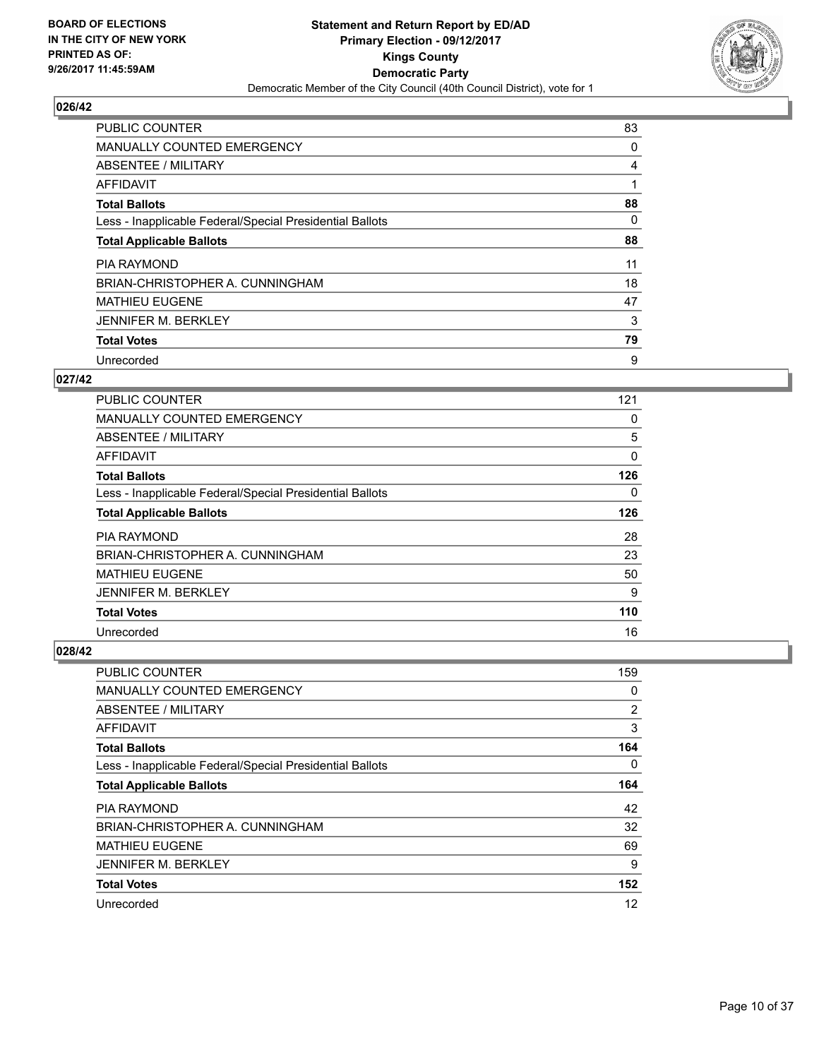**BOARD OF ELECTIONS IN THE CITY OF NEW YORK PRINTED AS OF: 9/26/2017 11:45:59AM**

**Statement and Return Report by ED/AD Primary Election - 09/12/2017 Kings County Democratic Party**

Democratic Member of the City Council (40th Council District), vote for 1

## 026/42

| | |
|---|---|
| PUBLIC COUNTER | 83 |
| MANUALLY COUNTED EMERGENCY | 0 |
| ABSENTEE / MILITARY | 4 |
| AFFIDAVIT | 1 |
| **Total Ballots** | **88** |
| Less - Inapplicable Federal/Special Presidential Ballots | 0 |
| **Total Applicable Ballots** | **88** |
| PIA RAYMOND | 11 |
| BRIAN-CHRISTOPHER A. CUNNINGHAM | 18 |
| MATHIEU EUGENE | 47 |
| JENNIFER M. BERKLEY | 3 |
| **Total Votes** | **79** |
| Unrecorded | 9 |

## 027/42

| | |
|---|---|
| PUBLIC COUNTER | 121 |
| MANUALLY COUNTED EMERGENCY | 0 |
| ABSENTEE / MILITARY | 5 |
| AFFIDAVIT | 0 |
| **Total Ballots** | **126** |
| Less - Inapplicable Federal/Special Presidential Ballots | 0 |
| **Total Applicable Ballots** | **126** |
| PIA RAYMOND | 28 |
| BRIAN-CHRISTOPHER A. CUNNINGHAM | 23 |
| MATHIEU EUGENE | 50 |
| JENNIFER M. BERKLEY | 9 |
| **Total Votes** | **110** |
| Unrecorded | 16 |

## 028/42

| | |
|---|---|
| PUBLIC COUNTER | 159 |
| MANUALLY COUNTED EMERGENCY | 0 |
| ABSENTEE / MILITARY | 2 |
| AFFIDAVIT | 3 |
| **Total Ballots** | **164** |
| Less - Inapplicable Federal/Special Presidential Ballots | 0 |
| **Total Applicable Ballots** | **164** |
| PIA RAYMOND | 42 |
| BRIAN-CHRISTOPHER A. CUNNINGHAM | 32 |
| MATHIEU EUGENE | 69 |
| JENNIFER M. BERKLEY | 9 |
| **Total Votes** | **152** |
| Unrecorded | 12 |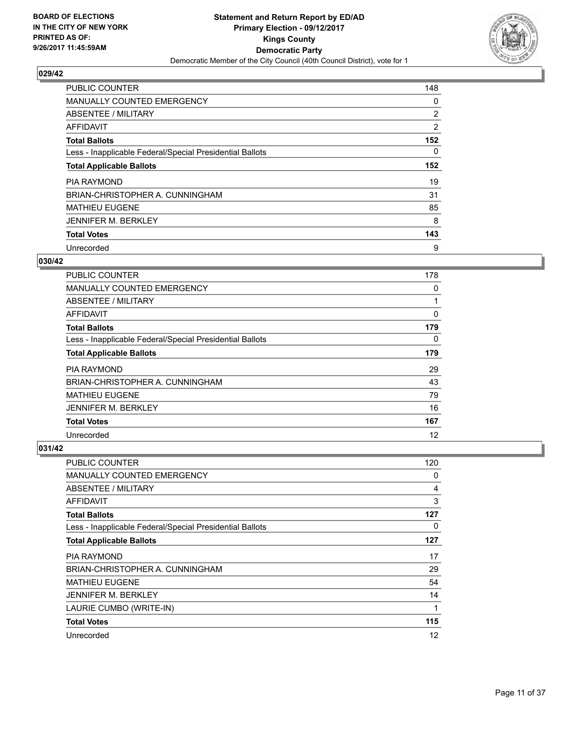**BOARD OF ELECTIONS IN THE CITY OF NEW YORK PRINTED AS OF: 9/26/2017 11:45:59AM**

**Statement and Return Report by ED/AD Primary Election - 09/12/2017 Kings County Democratic Party**

Democratic Member of the City Council (40th Council District), vote for 1

## 029/42

| | |
|---|---|
| PUBLIC COUNTER | 148 |
| MANUALLY COUNTED EMERGENCY | 0 |
| ABSENTEE / MILITARY | 2 |
| AFFIDAVIT | 2 |
| **Total Ballots** | **152** |
| Less - Inapplicable Federal/Special Presidential Ballots | 0 |
| **Total Applicable Ballots** | **152** |
| PIA RAYMOND | 19 |
| BRIAN-CHRISTOPHER A. CUNNINGHAM | 31 |
| MATHIEU EUGENE | 85 |
| JENNIFER M. BERKLEY | 8 |
| **Total Votes** | **143** |
| Unrecorded | 9 |

## 030/42

| | |
|---|---|
| PUBLIC COUNTER | 178 |
| MANUALLY COUNTED EMERGENCY | 0 |
| ABSENTEE / MILITARY | 1 |
| AFFIDAVIT | 0 |
| **Total Ballots** | **179** |
| Less - Inapplicable Federal/Special Presidential Ballots | 0 |
| **Total Applicable Ballots** | **179** |
| PIA RAYMOND | 29 |
| BRIAN-CHRISTOPHER A. CUNNINGHAM | 43 |
| MATHIEU EUGENE | 79 |
| JENNIFER M. BERKLEY | 16 |
| **Total Votes** | **167** |
| Unrecorded | 12 |

## 031/42

| | |
|---|---|
| PUBLIC COUNTER | 120 |
| MANUALLY COUNTED EMERGENCY | 0 |
| ABSENTEE / MILITARY | 4 |
| AFFIDAVIT | 3 |
| **Total Ballots** | **127** |
| Less - Inapplicable Federal/Special Presidential Ballots | 0 |
| **Total Applicable Ballots** | **127** |
| PIA RAYMOND | 17 |
| BRIAN-CHRISTOPHER A. CUNNINGHAM | 29 |
| MATHIEU EUGENE | 54 |
| JENNIFER M. BERKLEY | 14 |
| LAURIE CUMBO (WRITE-IN) | 1 |
| **Total Votes** | **115** |
| Unrecorded | 12 |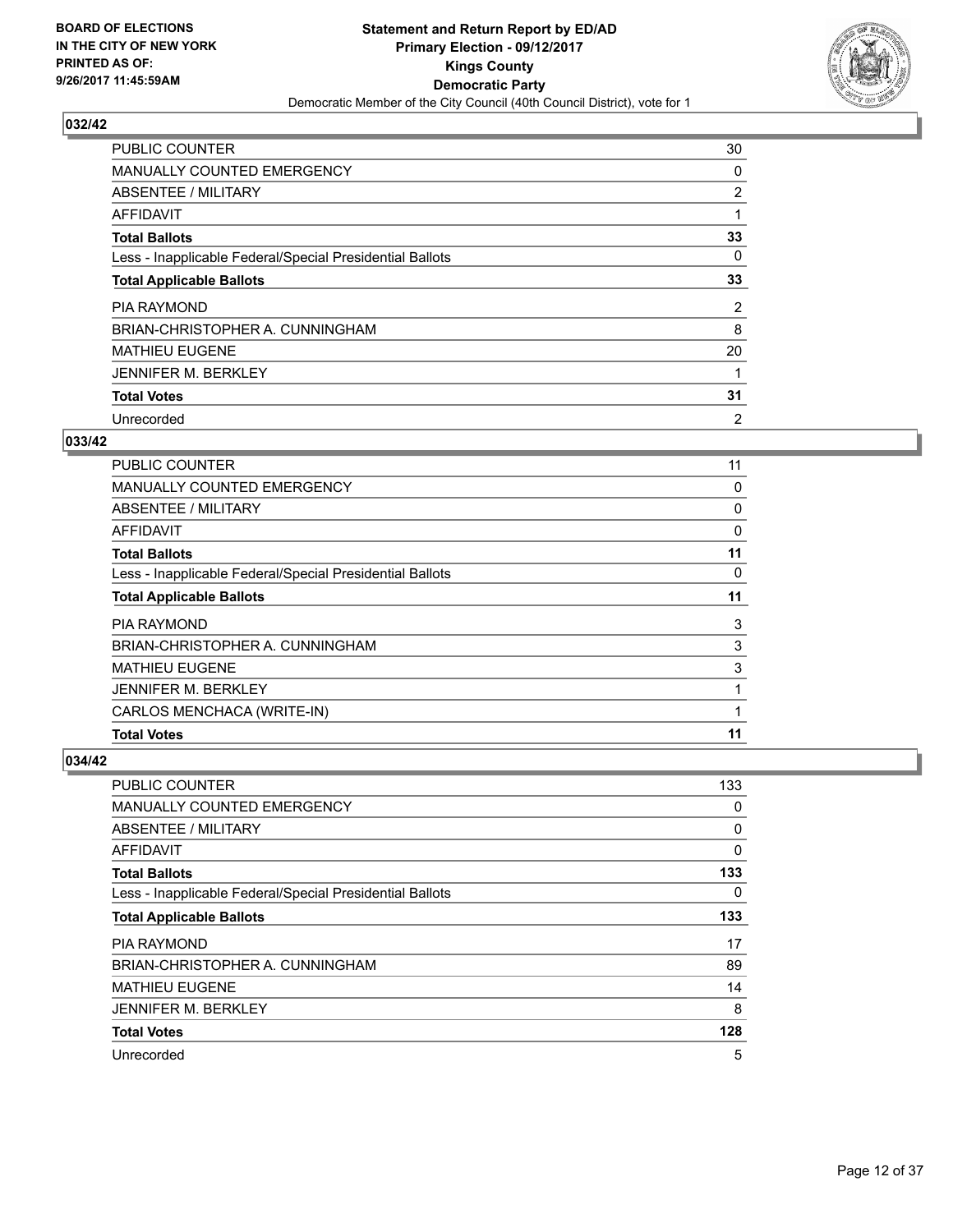**BOARD OF ELECTIONS IN THE CITY OF NEW YORK PRINTED AS OF: 9/26/2017 11:45:59AM**

**Statement and Return Report by ED/AD**
**Primary Election - 09/12/2017**
**Kings County**
**Democratic Party**
Democratic Member of the City Council (40th Council District), vote for 1

## 032/42

| | |
|---|---|
| PUBLIC COUNTER | 30 |
| MANUALLY COUNTED EMERGENCY | 0 |
| ABSENTEE / MILITARY | 2 |
| AFFIDAVIT | 1 |
| **Total Ballots** | **33** |
| Less - Inapplicable Federal/Special Presidential Ballots | 0 |
| **Total Applicable Ballots** | **33** |
| PIA RAYMOND | 2 |
| BRIAN-CHRISTOPHER A. CUNNINGHAM | 8 |
| MATHIEU EUGENE | 20 |
| JENNIFER M. BERKLEY | 1 |
| **Total Votes** | **31** |
| Unrecorded | 2 |

## 033/42

| | |
|---|---|
| PUBLIC COUNTER | 11 |
| MANUALLY COUNTED EMERGENCY | 0 |
| ABSENTEE / MILITARY | 0 |
| AFFIDAVIT | 0 |
| **Total Ballots** | **11** |
| Less - Inapplicable Federal/Special Presidential Ballots | 0 |
| **Total Applicable Ballots** | **11** |
| PIA RAYMOND | 3 |
| BRIAN-CHRISTOPHER A. CUNNINGHAM | 3 |
| MATHIEU EUGENE | 3 |
| JENNIFER M. BERKLEY | 1 |
| CARLOS MENCHACA (WRITE-IN) | 1 |
| **Total Votes** | **11** |

## 034/42

| | |
|---|---|
| PUBLIC COUNTER | 133 |
| MANUALLY COUNTED EMERGENCY | 0 |
| ABSENTEE / MILITARY | 0 |
| AFFIDAVIT | 0 |
| **Total Ballots** | **133** |
| Less - Inapplicable Federal/Special Presidential Ballots | 0 |
| **Total Applicable Ballots** | **133** |
| PIA RAYMOND | 17 |
| BRIAN-CHRISTOPHER A. CUNNINGHAM | 89 |
| MATHIEU EUGENE | 14 |
| JENNIFER M. BERKLEY | 8 |
| **Total Votes** | **128** |
| Unrecorded | 5 |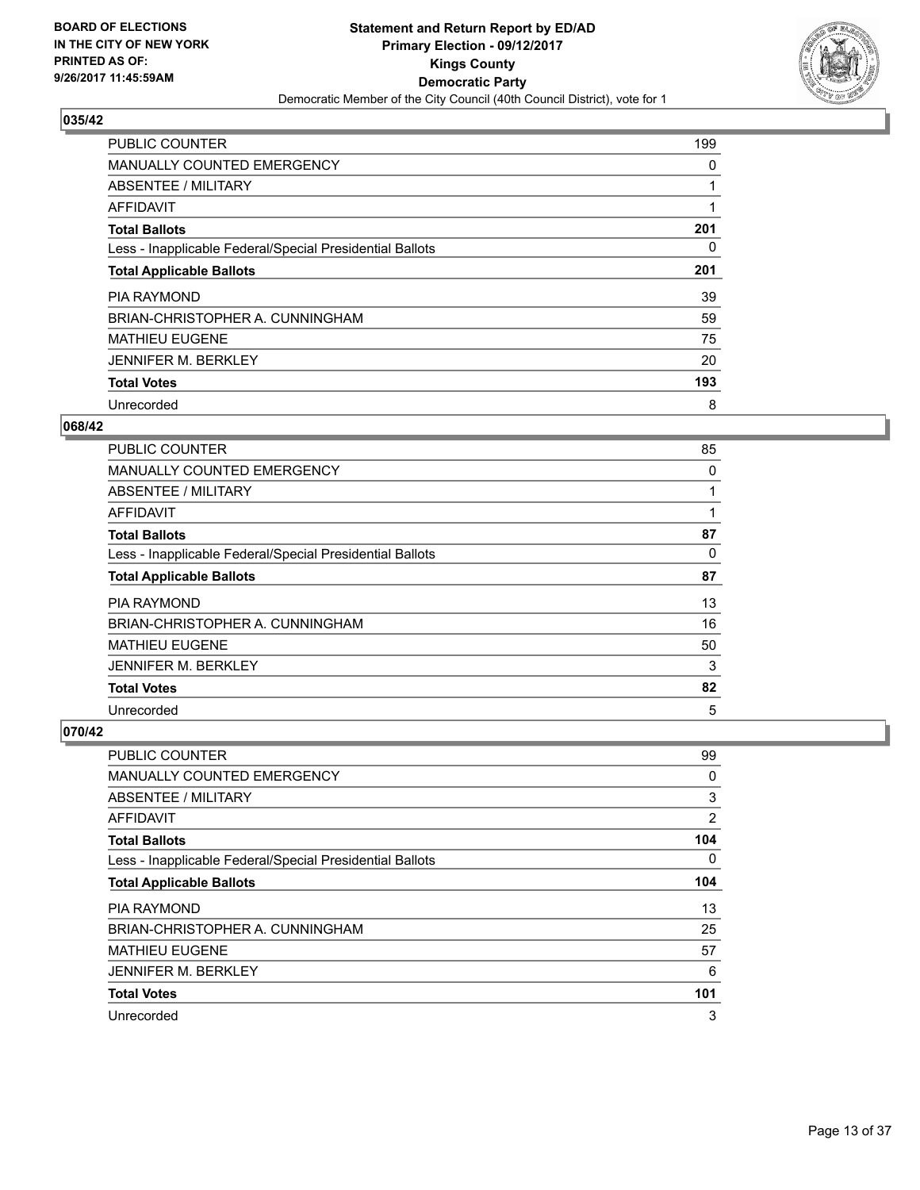BOARD OF ELECTIONS
IN THE CITY OF NEW YORK
PRINTED AS OF:
9/26/2017 11:45:59AM

**Statement and Return Report by ED/AD**
**Primary Election - 09/12/2017**
**Kings County**
**Democratic Party**
Democratic Member of the City Council (40th Council District), vote for 1

### 035/42

| | |
|---|---|
| PUBLIC COUNTER | 199 |
| MANUALLY COUNTED EMERGENCY | 0 |
| ABSENTEE / MILITARY | 1 |
| AFFIDAVIT | 1 |
| **Total Ballots** | **201** |
| Less - Inapplicable Federal/Special Presidential Ballots | 0 |
| **Total Applicable Ballots** | **201** |
| PIA RAYMOND | 39 |
| BRIAN-CHRISTOPHER A. CUNNINGHAM | 59 |
| MATHIEU EUGENE | 75 |
| JENNIFER M. BERKLEY | 20 |
| **Total Votes** | **193** |
| Unrecorded | 8 |

### 068/42

| | |
|---|---|
| PUBLIC COUNTER | 85 |
| MANUALLY COUNTED EMERGENCY | 0 |
| ABSENTEE / MILITARY | 1 |
| AFFIDAVIT | 1 |
| **Total Ballots** | **87** |
| Less - Inapplicable Federal/Special Presidential Ballots | 0 |
| **Total Applicable Ballots** | **87** |
| PIA RAYMOND | 13 |
| BRIAN-CHRISTOPHER A. CUNNINGHAM | 16 |
| MATHIEU EUGENE | 50 |
| JENNIFER M. BERKLEY | 3 |
| **Total Votes** | **82** |
| Unrecorded | 5 |

### 070/42

| | |
|---|---|
| PUBLIC COUNTER | 99 |
| MANUALLY COUNTED EMERGENCY | 0 |
| ABSENTEE / MILITARY | 3 |
| AFFIDAVIT | 2 |
| **Total Ballots** | **104** |
| Less - Inapplicable Federal/Special Presidential Ballots | 0 |
| **Total Applicable Ballots** | **104** |
| PIA RAYMOND | 13 |
| BRIAN-CHRISTOPHER A. CUNNINGHAM | 25 |
| MATHIEU EUGENE | 57 |
| JENNIFER M. BERKLEY | 6 |
| **Total Votes** | **101** |
| Unrecorded | 3 |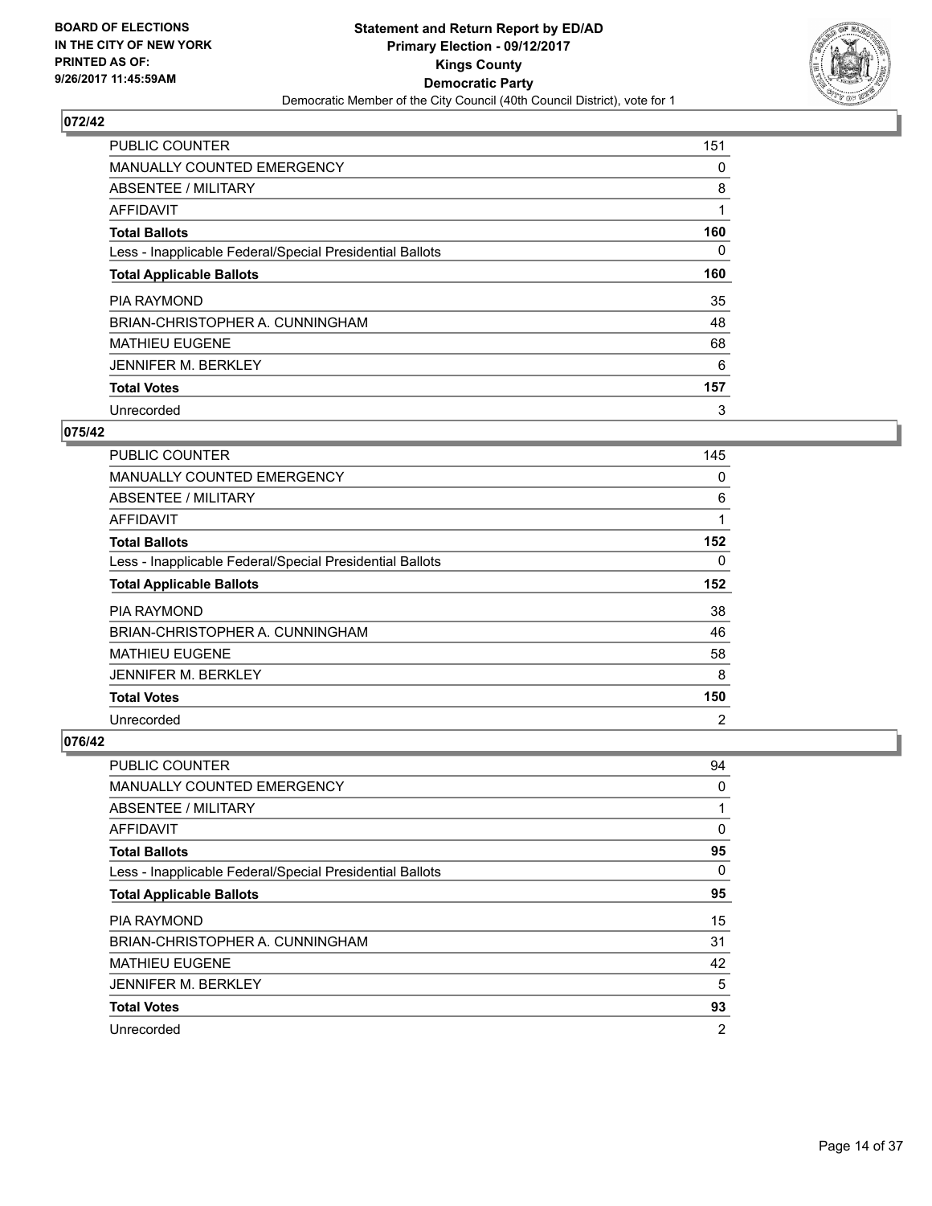BOARD OF ELECTIONS
IN THE CITY OF NEW YORK
PRINTED AS OF:
9/26/2017 11:45:59AM

**Statement and Return Report by ED/AD**
**Primary Election - 09/12/2017**
**Kings County**
**Democratic Party**
Democratic Member of the City Council (40th Council District), vote for 1

### 072/42

| | |
|---|---|
| PUBLIC COUNTER | 151 |
| MANUALLY COUNTED EMERGENCY | 0 |
| ABSENTEE / MILITARY | 8 |
| AFFIDAVIT | 1 |
| **Total Ballots** | **160** |
| Less - Inapplicable Federal/Special Presidential Ballots | 0 |
| **Total Applicable Ballots** | **160** |
| PIA RAYMOND | 35 |
| BRIAN-CHRISTOPHER A. CUNNINGHAM | 48 |
| MATHIEU EUGENE | 68 |
| JENNIFER M. BERKLEY | 6 |
| **Total Votes** | **157** |
| Unrecorded | 3 |

### 075/42

| | |
|---|---|
| PUBLIC COUNTER | 145 |
| MANUALLY COUNTED EMERGENCY | 0 |
| ABSENTEE / MILITARY | 6 |
| AFFIDAVIT | 1 |
| **Total Ballots** | **152** |
| Less - Inapplicable Federal/Special Presidential Ballots | 0 |
| **Total Applicable Ballots** | **152** |
| PIA RAYMOND | 38 |
| BRIAN-CHRISTOPHER A. CUNNINGHAM | 46 |
| MATHIEU EUGENE | 58 |
| JENNIFER M. BERKLEY | 8 |
| **Total Votes** | **150** |
| Unrecorded | 2 |

### 076/42

| | |
|---|---|
| PUBLIC COUNTER | 94 |
| MANUALLY COUNTED EMERGENCY | 0 |
| ABSENTEE / MILITARY | 1 |
| AFFIDAVIT | 0 |
| **Total Ballots** | **95** |
| Less - Inapplicable Federal/Special Presidential Ballots | 0 |
| **Total Applicable Ballots** | **95** |
| PIA RAYMOND | 15 |
| BRIAN-CHRISTOPHER A. CUNNINGHAM | 31 |
| MATHIEU EUGENE | 42 |
| JENNIFER M. BERKLEY | 5 |
| **Total Votes** | **93** |
| Unrecorded | 2 |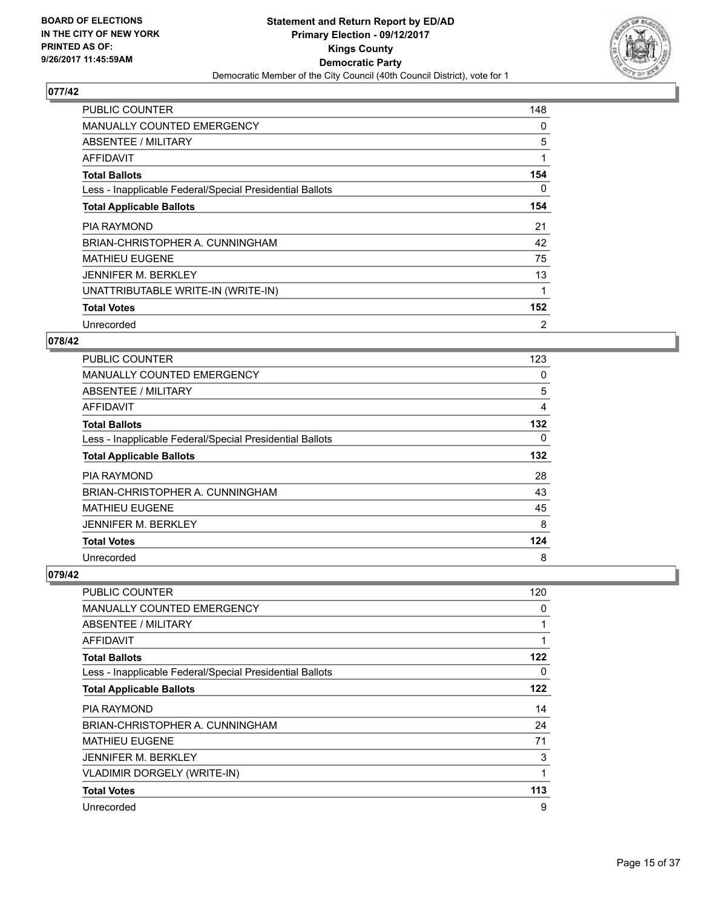**BOARD OF ELECTIONS IN THE CITY OF NEW YORK PRINTED AS OF: 9/26/2017 11:45:59AM**

**Statement and Return Report by ED/AD Primary Election - 09/12/2017 Kings County Democratic Party**

Democratic Member of the City Council (40th Council District), vote for 1

## 077/42

| | |
|---|---|
| PUBLIC COUNTER | 148 |
| MANUALLY COUNTED EMERGENCY | 0 |
| ABSENTEE / MILITARY | 5 |
| AFFIDAVIT | 1 |
| **Total Ballots** | **154** |
| Less - Inapplicable Federal/Special Presidential Ballots | 0 |
| **Total Applicable Ballots** | **154** |
| PIA RAYMOND | 21 |
| BRIAN-CHRISTOPHER A. CUNNINGHAM | 42 |
| MATHIEU EUGENE | 75 |
| JENNIFER M. BERKLEY | 13 |
| UNATTRIBUTABLE WRITE-IN (WRITE-IN) | 1 |
| **Total Votes** | **152** |
| Unrecorded | 2 |

## 078/42

| | |
|---|---|
| PUBLIC COUNTER | 123 |
| MANUALLY COUNTED EMERGENCY | 0 |
| ABSENTEE / MILITARY | 5 |
| AFFIDAVIT | 4 |
| **Total Ballots** | **132** |
| Less - Inapplicable Federal/Special Presidential Ballots | 0 |
| **Total Applicable Ballots** | **132** |
| PIA RAYMOND | 28 |
| BRIAN-CHRISTOPHER A. CUNNINGHAM | 43 |
| MATHIEU EUGENE | 45 |
| JENNIFER M. BERKLEY | 8 |
| **Total Votes** | **124** |
| Unrecorded | 8 |

## 079/42

| | |
|---|---|
| PUBLIC COUNTER | 120 |
| MANUALLY COUNTED EMERGENCY | 0 |
| ABSENTEE / MILITARY | 1 |
| AFFIDAVIT | 1 |
| **Total Ballots** | **122** |
| Less - Inapplicable Federal/Special Presidential Ballots | 0 |
| **Total Applicable Ballots** | **122** |
| PIA RAYMOND | 14 |
| BRIAN-CHRISTOPHER A. CUNNINGHAM | 24 |
| MATHIEU EUGENE | 71 |
| JENNIFER M. BERKLEY | 3 |
| VLADIMIR DORGELY (WRITE-IN) | 1 |
| **Total Votes** | **113** |
| Unrecorded | 9 |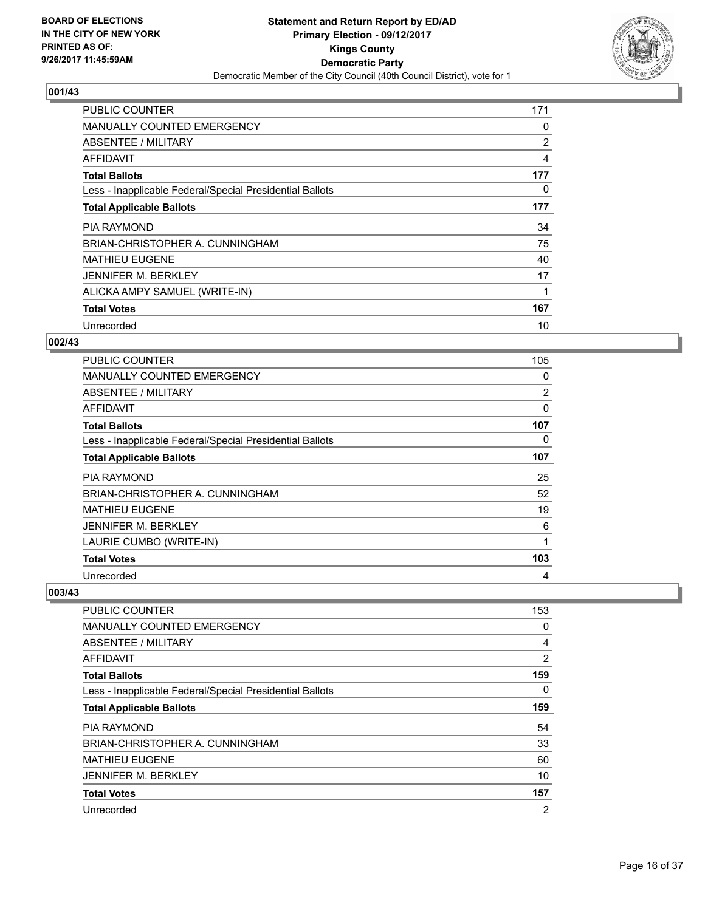BOARD OF ELECTIONS
IN THE CITY OF NEW YORK
PRINTED AS OF:
9/26/2017 11:45:59AM

**Statement and Return Report by ED/AD**
**Primary Election - 09/12/2017**
**Kings County**
**Democratic Party**
Democratic Member of the City Council (40th Council District), vote for 1

### 001/43

| | |
|---|---|
| PUBLIC COUNTER | 171 |
| MANUALLY COUNTED EMERGENCY | 0 |
| ABSENTEE / MILITARY | 2 |
| AFFIDAVIT | 4 |
| **Total Ballots** | **177** |
| Less - Inapplicable Federal/Special Presidential Ballots | 0 |
| **Total Applicable Ballots** | **177** |
| PIA RAYMOND | 34 |
| BRIAN-CHRISTOPHER A. CUNNINGHAM | 75 |
| MATHIEU EUGENE | 40 |
| JENNIFER M. BERKLEY | 17 |
| ALICKA AMPY SAMUEL (WRITE-IN) | 1 |
| **Total Votes** | **167** |
| Unrecorded | 10 |

### 002/43

| | |
|---|---|
| PUBLIC COUNTER | 105 |
| MANUALLY COUNTED EMERGENCY | 0 |
| ABSENTEE / MILITARY | 2 |
| AFFIDAVIT | 0 |
| **Total Ballots** | **107** |
| Less - Inapplicable Federal/Special Presidential Ballots | 0 |
| **Total Applicable Ballots** | **107** |
| PIA RAYMOND | 25 |
| BRIAN-CHRISTOPHER A. CUNNINGHAM | 52 |
| MATHIEU EUGENE | 19 |
| JENNIFER M. BERKLEY | 6 |
| LAURIE CUMBO (WRITE-IN) | 1 |
| **Total Votes** | **103** |
| Unrecorded | 4 |

### 003/43

| | |
|---|---|
| PUBLIC COUNTER | 153 |
| MANUALLY COUNTED EMERGENCY | 0 |
| ABSENTEE / MILITARY | 4 |
| AFFIDAVIT | 2 |
| **Total Ballots** | **159** |
| Less - Inapplicable Federal/Special Presidential Ballots | 0 |
| **Total Applicable Ballots** | **159** |
| PIA RAYMOND | 54 |
| BRIAN-CHRISTOPHER A. CUNNINGHAM | 33 |
| MATHIEU EUGENE | 60 |
| JENNIFER M. BERKLEY | 10 |
| **Total Votes** | **157** |
| Unrecorded | 2 |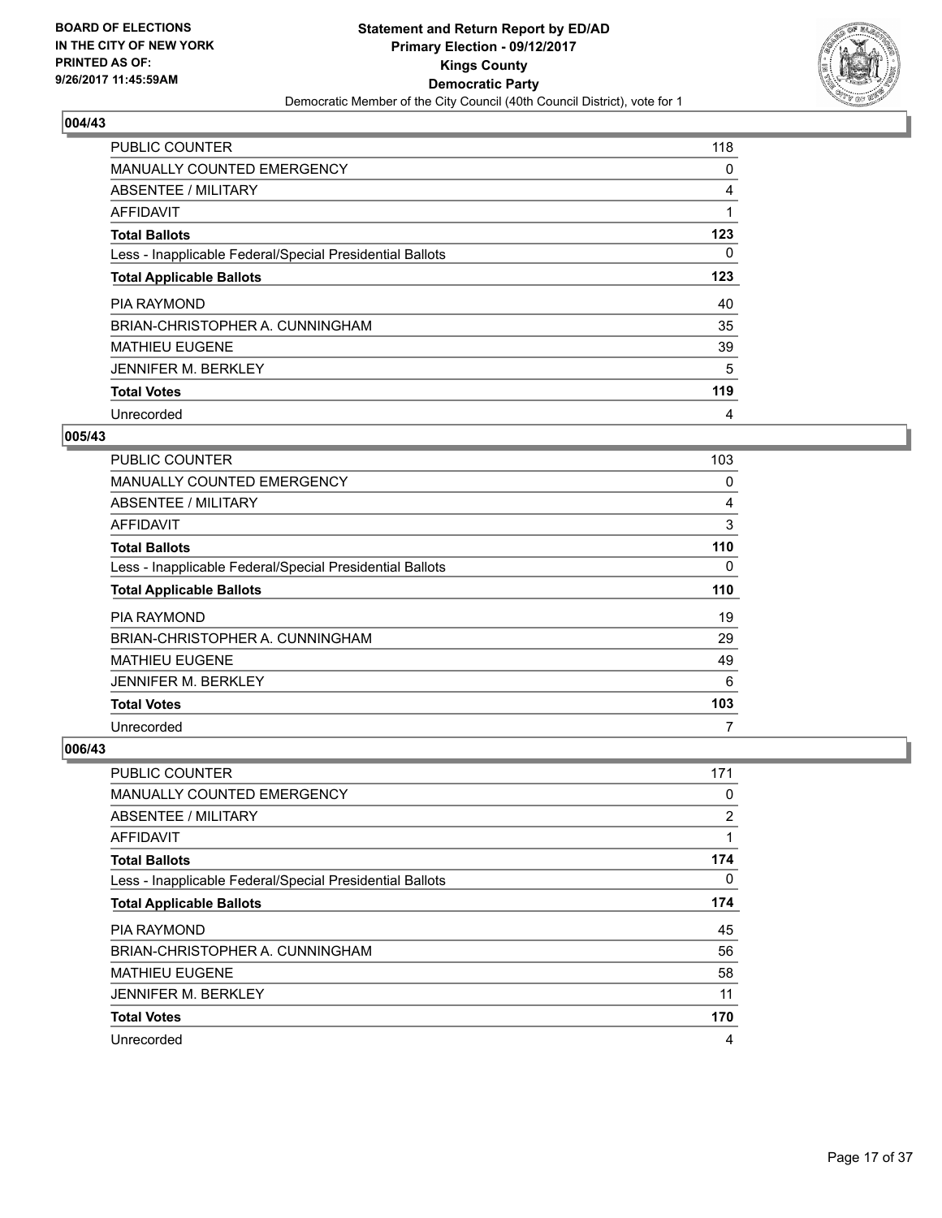BOARD OF ELECTIONS
IN THE CITY OF NEW YORK
PRINTED AS OF:
9/26/2017 11:45:59AM

**Statement and Return Report by ED/AD**
**Primary Election - 09/12/2017**
**Kings County**
**Democratic Party**
Democratic Member of the City Council (40th Council District), vote for 1

### 004/43

| | |
|---|---|
| PUBLIC COUNTER | 118 |
| MANUALLY COUNTED EMERGENCY | 0 |
| ABSENTEE / MILITARY | 4 |
| AFFIDAVIT | 1 |
| **Total Ballots** | **123** |
| Less - Inapplicable Federal/Special Presidential Ballots | 0 |
| **Total Applicable Ballots** | **123** |
| PIA RAYMOND | 40 |
| BRIAN-CHRISTOPHER A. CUNNINGHAM | 35 |
| MATHIEU EUGENE | 39 |
| JENNIFER M. BERKLEY | 5 |
| **Total Votes** | **119** |
| Unrecorded | 4 |

### 005/43

| | |
|---|---|
| PUBLIC COUNTER | 103 |
| MANUALLY COUNTED EMERGENCY | 0 |
| ABSENTEE / MILITARY | 4 |
| AFFIDAVIT | 3 |
| **Total Ballots** | **110** |
| Less - Inapplicable Federal/Special Presidential Ballots | 0 |
| **Total Applicable Ballots** | **110** |
| PIA RAYMOND | 19 |
| BRIAN-CHRISTOPHER A. CUNNINGHAM | 29 |
| MATHIEU EUGENE | 49 |
| JENNIFER M. BERKLEY | 6 |
| **Total Votes** | **103** |
| Unrecorded | 7 |

### 006/43

| | |
|---|---|
| PUBLIC COUNTER | 171 |
| MANUALLY COUNTED EMERGENCY | 0 |
| ABSENTEE / MILITARY | 2 |
| AFFIDAVIT | 1 |
| **Total Ballots** | **174** |
| Less - Inapplicable Federal/Special Presidential Ballots | 0 |
| **Total Applicable Ballots** | **174** |
| PIA RAYMOND | 45 |
| BRIAN-CHRISTOPHER A. CUNNINGHAM | 56 |
| MATHIEU EUGENE | 58 |
| JENNIFER M. BERKLEY | 11 |
| **Total Votes** | **170** |
| Unrecorded | 4 |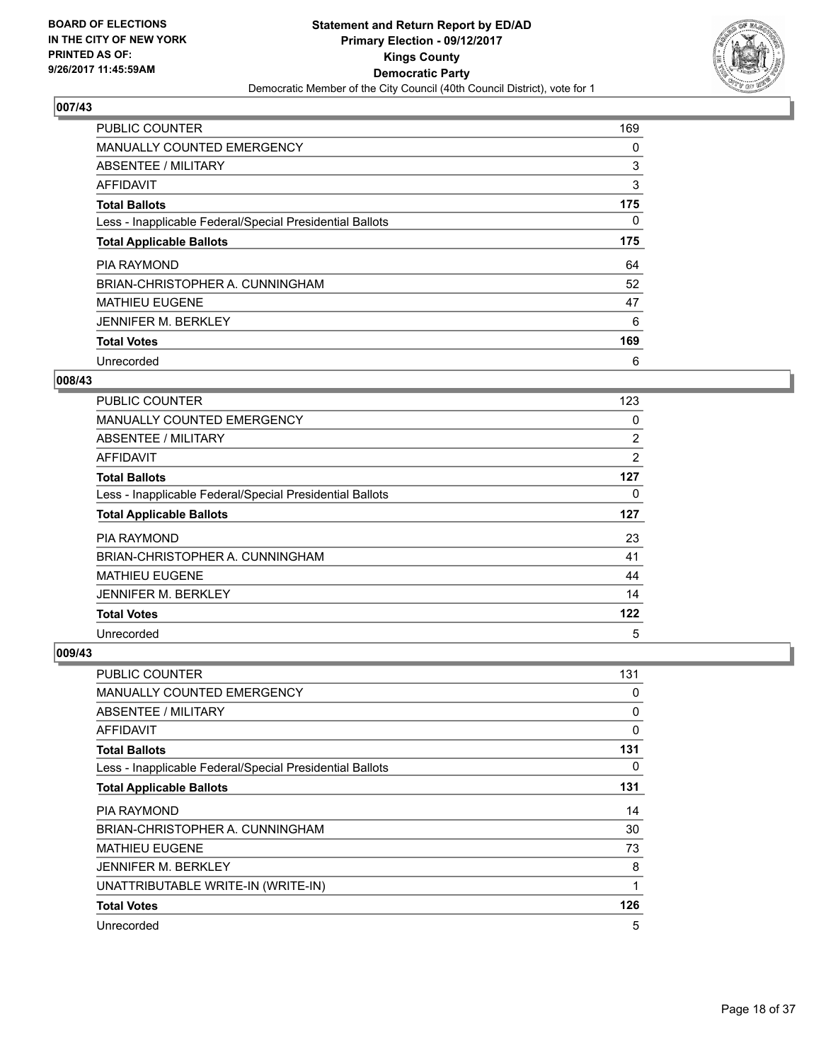**BOARD OF ELECTIONS IN THE CITY OF NEW YORK PRINTED AS OF: 9/26/2017 11:45:59AM**

**Statement and Return Report by ED/AD**
**Primary Election - 09/12/2017**
**Kings County**
**Democratic Party**
Democratic Member of the City Council (40th Council District), vote for 1

## 007/43

| | |
|---|---|
| PUBLIC COUNTER | 169 |
| MANUALLY COUNTED EMERGENCY | 0 |
| ABSENTEE / MILITARY | 3 |
| AFFIDAVIT | 3 |
| **Total Ballots** | **175** |
| Less - Inapplicable Federal/Special Presidential Ballots | 0 |
| **Total Applicable Ballots** | **175** |
| PIA RAYMOND | 64 |
| BRIAN-CHRISTOPHER A. CUNNINGHAM | 52 |
| MATHIEU EUGENE | 47 |
| JENNIFER M. BERKLEY | 6 |
| **Total Votes** | **169** |
| Unrecorded | 6 |

## 008/43

| | |
|---|---|
| PUBLIC COUNTER | 123 |
| MANUALLY COUNTED EMERGENCY | 0 |
| ABSENTEE / MILITARY | 2 |
| AFFIDAVIT | 2 |
| **Total Ballots** | **127** |
| Less - Inapplicable Federal/Special Presidential Ballots | 0 |
| **Total Applicable Ballots** | **127** |
| PIA RAYMOND | 23 |
| BRIAN-CHRISTOPHER A. CUNNINGHAM | 41 |
| MATHIEU EUGENE | 44 |
| JENNIFER M. BERKLEY | 14 |
| **Total Votes** | **122** |
| Unrecorded | 5 |

## 009/43

| | |
|---|---|
| PUBLIC COUNTER | 131 |
| MANUALLY COUNTED EMERGENCY | 0 |
| ABSENTEE / MILITARY | 0 |
| AFFIDAVIT | 0 |
| **Total Ballots** | **131** |
| Less - Inapplicable Federal/Special Presidential Ballots | 0 |
| **Total Applicable Ballots** | **131** |
| PIA RAYMOND | 14 |
| BRIAN-CHRISTOPHER A. CUNNINGHAM | 30 |
| MATHIEU EUGENE | 73 |
| JENNIFER M. BERKLEY | 8 |
| UNATTRIBUTABLE WRITE-IN (WRITE-IN) | 1 |
| **Total Votes** | **126** |
| Unrecorded | 5 |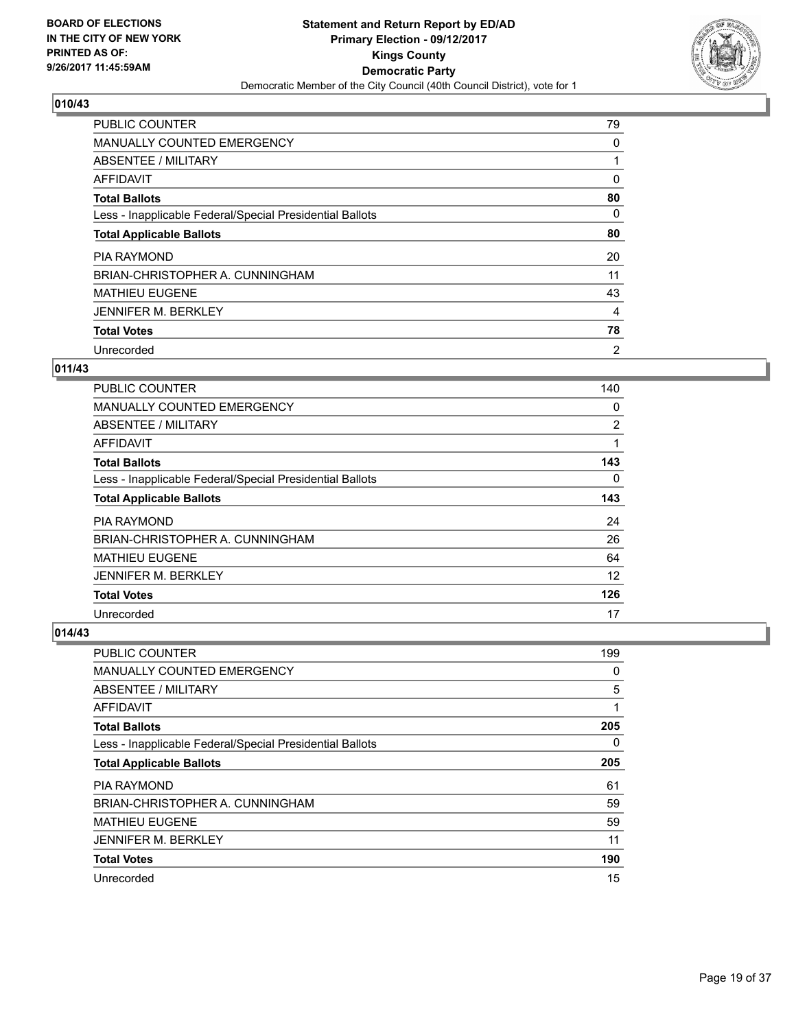**BOARD OF ELECTIONS IN THE CITY OF NEW YORK PRINTED AS OF: 9/26/2017 11:45:59AM**

**Statement and Return Report by ED/AD**
**Primary Election - 09/12/2017**
**Kings County**
**Democratic Party**
Democratic Member of the City Council (40th Council District), vote for 1

## 010/43

| | |
|---|---|
| PUBLIC COUNTER | 79 |
| MANUALLY COUNTED EMERGENCY | 0 |
| ABSENTEE / MILITARY | 1 |
| AFFIDAVIT | 0 |
| **Total Ballots** | **80** |
| Less - Inapplicable Federal/Special Presidential Ballots | 0 |
| **Total Applicable Ballots** | **80** |
| PIA RAYMOND | 20 |
| BRIAN-CHRISTOPHER A. CUNNINGHAM | 11 |
| MATHIEU EUGENE | 43 |
| JENNIFER M. BERKLEY | 4 |
| **Total Votes** | **78** |
| Unrecorded | 2 |

## 011/43

| | |
|---|---|
| PUBLIC COUNTER | 140 |
| MANUALLY COUNTED EMERGENCY | 0 |
| ABSENTEE / MILITARY | 2 |
| AFFIDAVIT | 1 |
| **Total Ballots** | **143** |
| Less - Inapplicable Federal/Special Presidential Ballots | 0 |
| **Total Applicable Ballots** | **143** |
| PIA RAYMOND | 24 |
| BRIAN-CHRISTOPHER A. CUNNINGHAM | 26 |
| MATHIEU EUGENE | 64 |
| JENNIFER M. BERKLEY | 12 |
| **Total Votes** | **126** |
| Unrecorded | 17 |

## 014/43

| | |
|---|---|
| PUBLIC COUNTER | 199 |
| MANUALLY COUNTED EMERGENCY | 0 |
| ABSENTEE / MILITARY | 5 |
| AFFIDAVIT | 1 |
| **Total Ballots** | **205** |
| Less - Inapplicable Federal/Special Presidential Ballots | 0 |
| **Total Applicable Ballots** | **205** |
| PIA RAYMOND | 61 |
| BRIAN-CHRISTOPHER A. CUNNINGHAM | 59 |
| MATHIEU EUGENE | 59 |
| JENNIFER M. BERKLEY | 11 |
| **Total Votes** | **190** |
| Unrecorded | 15 |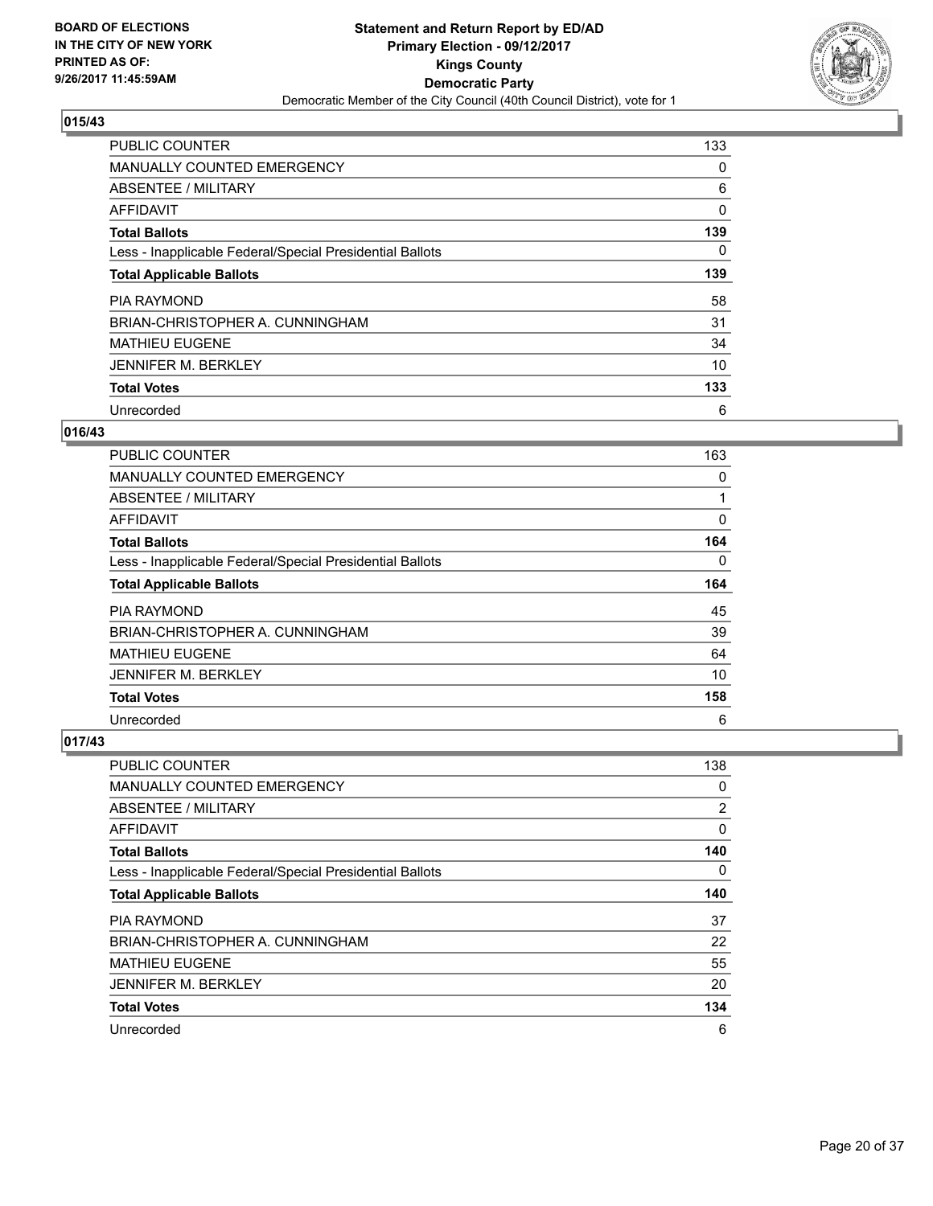**BOARD OF ELECTIONS IN THE CITY OF NEW YORK PRINTED AS OF: 9/26/2017 11:45:59AM**

**Statement and Return Report by ED/AD Primary Election - 09/12/2017 Kings County Democratic Party**

Democratic Member of the City Council (40th Council District), vote for 1

## 015/43

| | |
|---|---|
| PUBLIC COUNTER | 133 |
| MANUALLY COUNTED EMERGENCY | 0 |
| ABSENTEE / MILITARY | 6 |
| AFFIDAVIT | 0 |
| **Total Ballots** | **139** |
| Less - Inapplicable Federal/Special Presidential Ballots | 0 |
| **Total Applicable Ballots** | **139** |
| PIA RAYMOND | 58 |
| BRIAN-CHRISTOPHER A. CUNNINGHAM | 31 |
| MATHIEU EUGENE | 34 |
| JENNIFER M. BERKLEY | 10 |
| **Total Votes** | **133** |
| Unrecorded | 6 |

## 016/43

| | |
|---|---|
| PUBLIC COUNTER | 163 |
| MANUALLY COUNTED EMERGENCY | 0 |
| ABSENTEE / MILITARY | 1 |
| AFFIDAVIT | 0 |
| **Total Ballots** | **164** |
| Less - Inapplicable Federal/Special Presidential Ballots | 0 |
| **Total Applicable Ballots** | **164** |
| PIA RAYMOND | 45 |
| BRIAN-CHRISTOPHER A. CUNNINGHAM | 39 |
| MATHIEU EUGENE | 64 |
| JENNIFER M. BERKLEY | 10 |
| **Total Votes** | **158** |
| Unrecorded | 6 |

## 017/43

| | |
|---|---|
| PUBLIC COUNTER | 138 |
| MANUALLY COUNTED EMERGENCY | 0 |
| ABSENTEE / MILITARY | 2 |
| AFFIDAVIT | 0 |
| **Total Ballots** | **140** |
| Less - Inapplicable Federal/Special Presidential Ballots | 0 |
| **Total Applicable Ballots** | **140** |
| PIA RAYMOND | 37 |
| BRIAN-CHRISTOPHER A. CUNNINGHAM | 22 |
| MATHIEU EUGENE | 55 |
| JENNIFER M. BERKLEY | 20 |
| **Total Votes** | **134** |
| Unrecorded | 6 |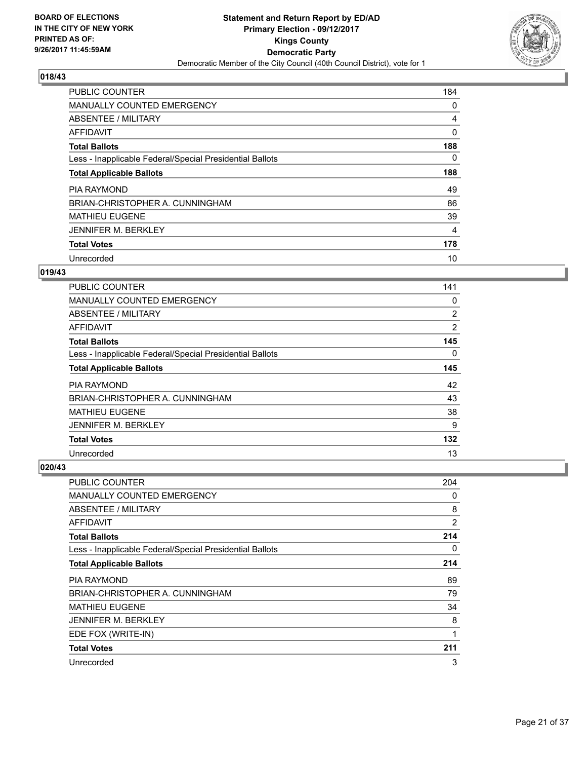BOARD OF ELECTIONS
IN THE CITY OF NEW YORK
PRINTED AS OF:
9/26/2017 11:45:59AM

**Statement and Return Report by ED/AD**
**Primary Election - 09/12/2017**
**Kings County**
**Democratic Party**
Democratic Member of the City Council (40th Council District), vote for 1

### 018/43

| | |
|---|---|
| PUBLIC COUNTER | 184 |
| MANUALLY COUNTED EMERGENCY | 0 |
| ABSENTEE / MILITARY | 4 |
| AFFIDAVIT | 0 |
| **Total Ballots** | **188** |
| Less - Inapplicable Federal/Special Presidential Ballots | 0 |
| **Total Applicable Ballots** | **188** |
| PIA RAYMOND | 49 |
| BRIAN-CHRISTOPHER A. CUNNINGHAM | 86 |
| MATHIEU EUGENE | 39 |
| JENNIFER M. BERKLEY | 4 |
| **Total Votes** | **178** |
| Unrecorded | 10 |

### 019/43

| | |
|---|---|
| PUBLIC COUNTER | 141 |
| MANUALLY COUNTED EMERGENCY | 0 |
| ABSENTEE / MILITARY | 2 |
| AFFIDAVIT | 2 |
| **Total Ballots** | **145** |
| Less - Inapplicable Federal/Special Presidential Ballots | 0 |
| **Total Applicable Ballots** | **145** |
| PIA RAYMOND | 42 |
| BRIAN-CHRISTOPHER A. CUNNINGHAM | 43 |
| MATHIEU EUGENE | 38 |
| JENNIFER M. BERKLEY | 9 |
| **Total Votes** | **132** |
| Unrecorded | 13 |

### 020/43

| | |
|---|---|
| PUBLIC COUNTER | 204 |
| MANUALLY COUNTED EMERGENCY | 0 |
| ABSENTEE / MILITARY | 8 |
| AFFIDAVIT | 2 |
| **Total Ballots** | **214** |
| Less - Inapplicable Federal/Special Presidential Ballots | 0 |
| **Total Applicable Ballots** | **214** |
| PIA RAYMOND | 89 |
| BRIAN-CHRISTOPHER A. CUNNINGHAM | 79 |
| MATHIEU EUGENE | 34 |
| JENNIFER M. BERKLEY | 8 |
| EDE FOX (WRITE-IN) | 1 |
| **Total Votes** | **211** |
| Unrecorded | 3 |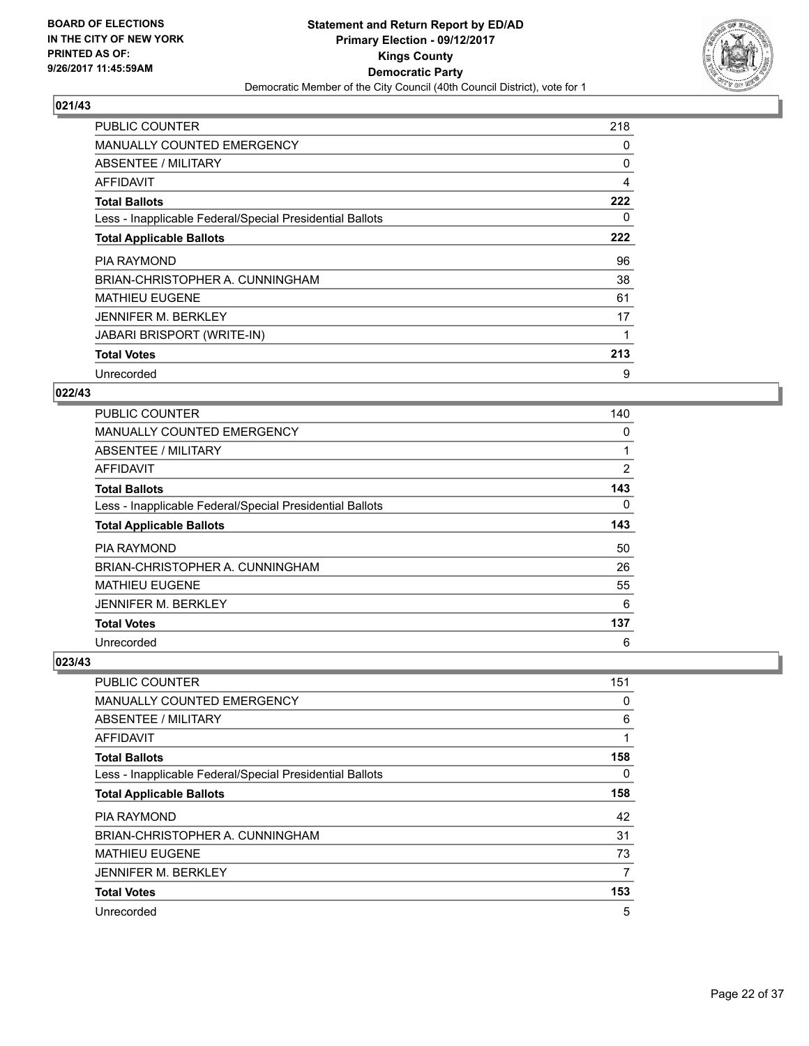**BOARD OF ELECTIONS IN THE CITY OF NEW YORK PRINTED AS OF: 9/26/2017 11:45:59AM**

**Statement and Return Report by ED/AD**
**Primary Election - 09/12/2017**
**Kings County**
**Democratic Party**
Democratic Member of the City Council (40th Council District), vote for 1

## 021/43

| | |
|---|---|
| PUBLIC COUNTER | 218 |
| MANUALLY COUNTED EMERGENCY | 0 |
| ABSENTEE / MILITARY | 0 |
| AFFIDAVIT | 4 |
| **Total Ballots** | **222** |
| Less - Inapplicable Federal/Special Presidential Ballots | 0 |
| **Total Applicable Ballots** | **222** |
| PIA RAYMOND | 96 |
| BRIAN-CHRISTOPHER A. CUNNINGHAM | 38 |
| MATHIEU EUGENE | 61 |
| JENNIFER M. BERKLEY | 17 |
| JABARI BRISPORT (WRITE-IN) | 1 |
| **Total Votes** | **213** |
| Unrecorded | 9 |

## 022/43

| | |
|---|---|
| PUBLIC COUNTER | 140 |
| MANUALLY COUNTED EMERGENCY | 0 |
| ABSENTEE / MILITARY | 1 |
| AFFIDAVIT | 2 |
| **Total Ballots** | **143** |
| Less - Inapplicable Federal/Special Presidential Ballots | 0 |
| **Total Applicable Ballots** | **143** |
| PIA RAYMOND | 50 |
| BRIAN-CHRISTOPHER A. CUNNINGHAM | 26 |
| MATHIEU EUGENE | 55 |
| JENNIFER M. BERKLEY | 6 |
| **Total Votes** | **137** |
| Unrecorded | 6 |

## 023/43

| | |
|---|---|
| PUBLIC COUNTER | 151 |
| MANUALLY COUNTED EMERGENCY | 0 |
| ABSENTEE / MILITARY | 6 |
| AFFIDAVIT | 1 |
| **Total Ballots** | **158** |
| Less - Inapplicable Federal/Special Presidential Ballots | 0 |
| **Total Applicable Ballots** | **158** |
| PIA RAYMOND | 42 |
| BRIAN-CHRISTOPHER A. CUNNINGHAM | 31 |
| MATHIEU EUGENE | 73 |
| JENNIFER M. BERKLEY | 7 |
| **Total Votes** | **153** |
| Unrecorded | 5 |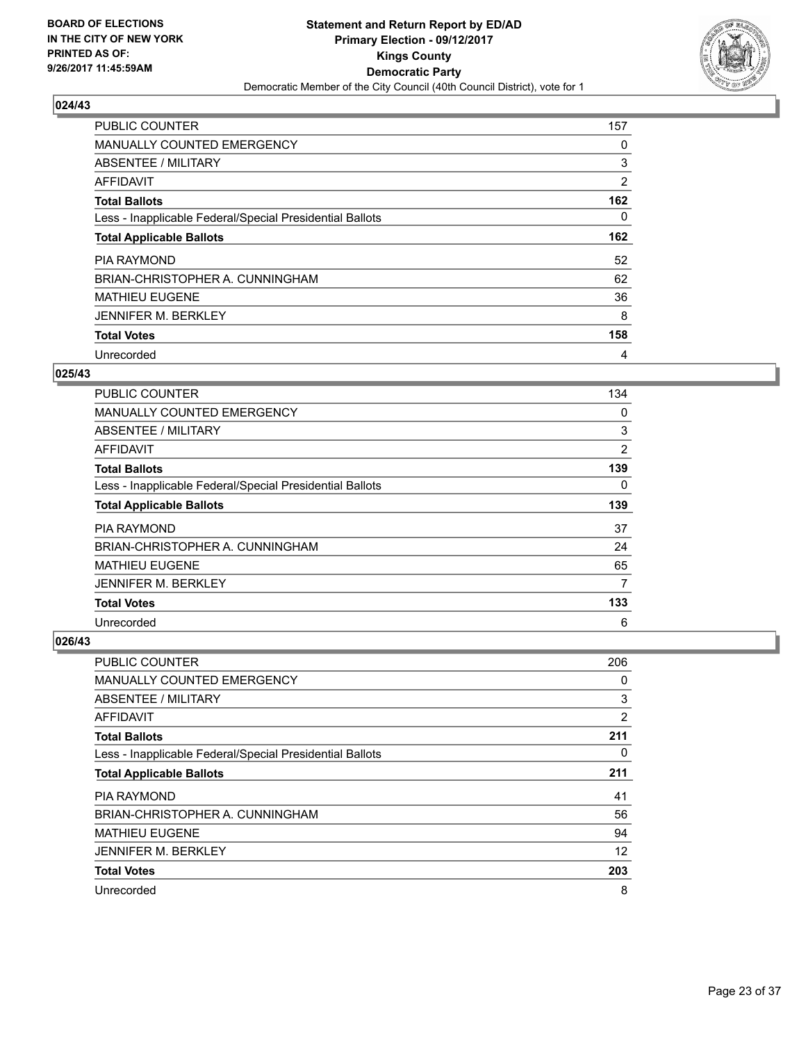**BOARD OF ELECTIONS IN THE CITY OF NEW YORK PRINTED AS OF: 9/26/2017 11:45:59AM**

**Statement and Return Report by ED/AD Primary Election - 09/12/2017 Kings County Democratic Party**

Democratic Member of the City Council (40th Council District), vote for 1

## 024/43

| | |
|---|---|
| PUBLIC COUNTER | 157 |
| MANUALLY COUNTED EMERGENCY | 0 |
| ABSENTEE / MILITARY | 3 |
| AFFIDAVIT | 2 |
| **Total Ballots** | **162** |
| Less - Inapplicable Federal/Special Presidential Ballots | 0 |
| **Total Applicable Ballots** | **162** |
| PIA RAYMOND | 52 |
| BRIAN-CHRISTOPHER A. CUNNINGHAM | 62 |
| MATHIEU EUGENE | 36 |
| JENNIFER M. BERKLEY | 8 |
| **Total Votes** | **158** |
| Unrecorded | 4 |

## 025/43

| | |
|---|---|
| PUBLIC COUNTER | 134 |
| MANUALLY COUNTED EMERGENCY | 0 |
| ABSENTEE / MILITARY | 3 |
| AFFIDAVIT | 2 |
| **Total Ballots** | **139** |
| Less - Inapplicable Federal/Special Presidential Ballots | 0 |
| **Total Applicable Ballots** | **139** |
| PIA RAYMOND | 37 |
| BRIAN-CHRISTOPHER A. CUNNINGHAM | 24 |
| MATHIEU EUGENE | 65 |
| JENNIFER M. BERKLEY | 7 |
| **Total Votes** | **133** |
| Unrecorded | 6 |

## 026/43

| | |
|---|---|
| PUBLIC COUNTER | 206 |
| MANUALLY COUNTED EMERGENCY | 0 |
| ABSENTEE / MILITARY | 3 |
| AFFIDAVIT | 2 |
| **Total Ballots** | **211** |
| Less - Inapplicable Federal/Special Presidential Ballots | 0 |
| **Total Applicable Ballots** | **211** |
| PIA RAYMOND | 41 |
| BRIAN-CHRISTOPHER A. CUNNINGHAM | 56 |
| MATHIEU EUGENE | 94 |
| JENNIFER M. BERKLEY | 12 |
| **Total Votes** | **203** |
| Unrecorded | 8 |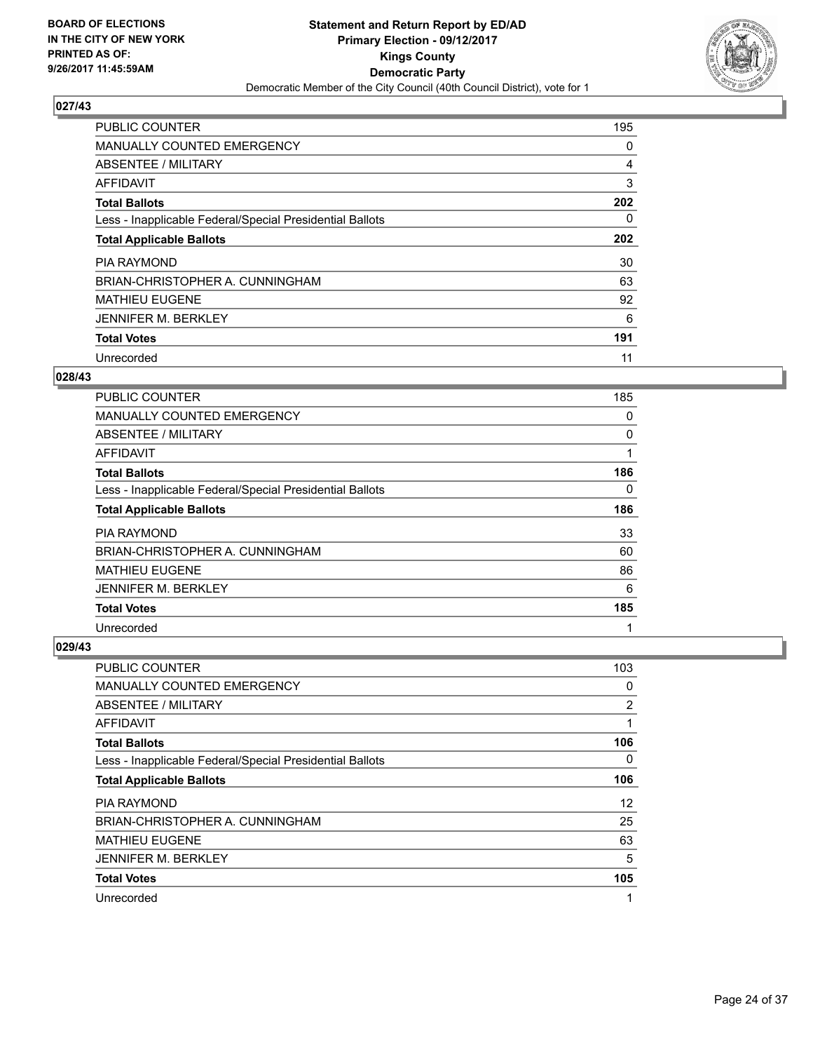**BOARD OF ELECTIONS IN THE CITY OF NEW YORK PRINTED AS OF: 9/26/2017 11:45:59AM**

**Statement and Return Report by ED/AD Primary Election - 09/12/2017 Kings County Democratic Party**
Democratic Member of the City Council (40th Council District), vote for 1

## 027/43

| | |
|---|---|
| PUBLIC COUNTER | 195 |
| MANUALLY COUNTED EMERGENCY | 0 |
| ABSENTEE / MILITARY | 4 |
| AFFIDAVIT | 3 |
| **Total Ballots** | **202** |
| Less - Inapplicable Federal/Special Presidential Ballots | 0 |
| **Total Applicable Ballots** | **202** |
| PIA RAYMOND | 30 |
| BRIAN-CHRISTOPHER A. CUNNINGHAM | 63 |
| MATHIEU EUGENE | 92 |
| JENNIFER M. BERKLEY | 6 |
| **Total Votes** | **191** |
| Unrecorded | 11 |

## 028/43

| | |
|---|---|
| PUBLIC COUNTER | 185 |
| MANUALLY COUNTED EMERGENCY | 0 |
| ABSENTEE / MILITARY | 0 |
| AFFIDAVIT | 1 |
| **Total Ballots** | **186** |
| Less - Inapplicable Federal/Special Presidential Ballots | 0 |
| **Total Applicable Ballots** | **186** |
| PIA RAYMOND | 33 |
| BRIAN-CHRISTOPHER A. CUNNINGHAM | 60 |
| MATHIEU EUGENE | 86 |
| JENNIFER M. BERKLEY | 6 |
| **Total Votes** | **185** |
| Unrecorded | 1 |

## 029/43

| | |
|---|---|
| PUBLIC COUNTER | 103 |
| MANUALLY COUNTED EMERGENCY | 0 |
| ABSENTEE / MILITARY | 2 |
| AFFIDAVIT | 1 |
| **Total Ballots** | **106** |
| Less - Inapplicable Federal/Special Presidential Ballots | 0 |
| **Total Applicable Ballots** | **106** |
| PIA RAYMOND | 12 |
| BRIAN-CHRISTOPHER A. CUNNINGHAM | 25 |
| MATHIEU EUGENE | 63 |
| JENNIFER M. BERKLEY | 5 |
| **Total Votes** | **105** |
| Unrecorded | 1 |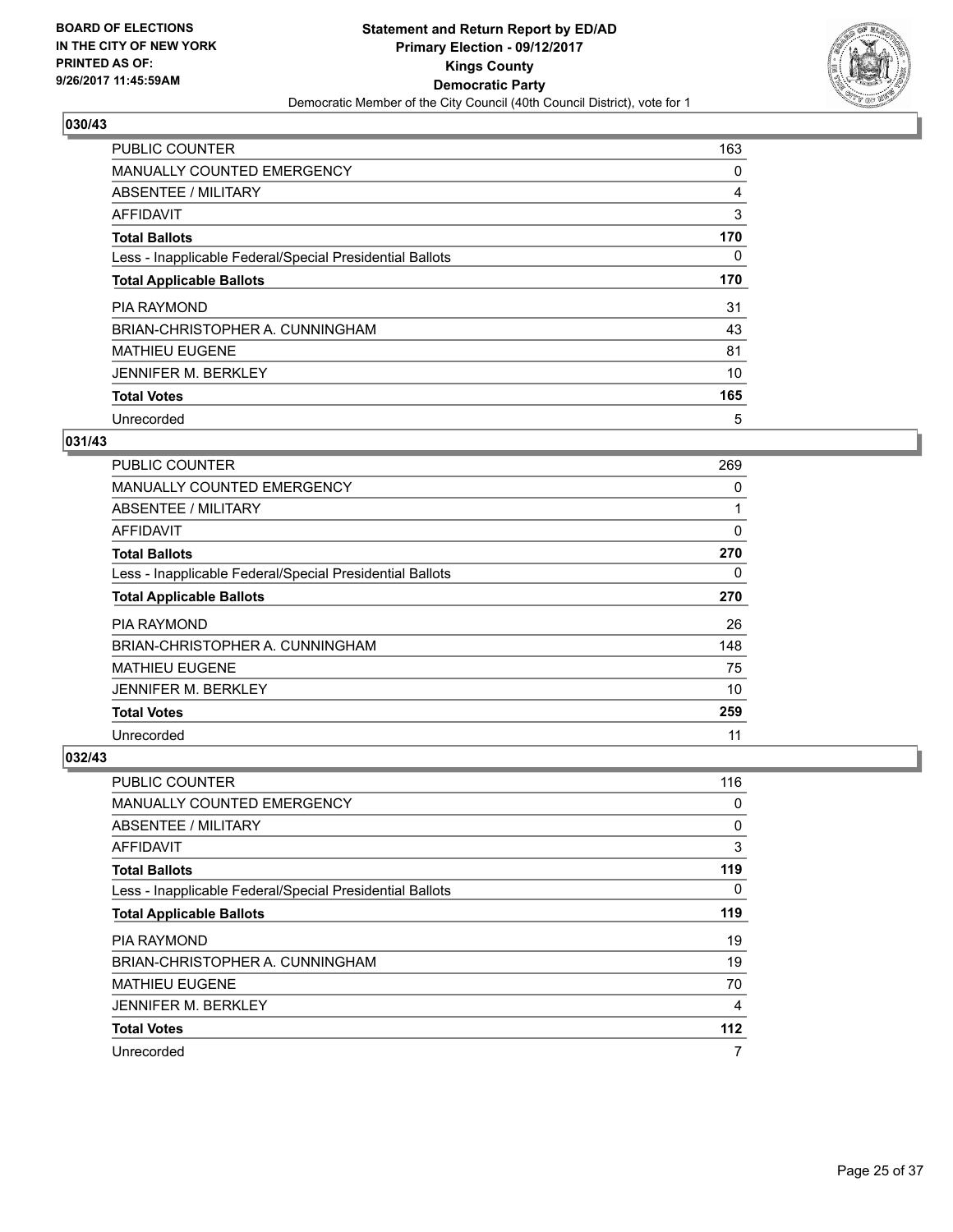**BOARD OF ELECTIONS IN THE CITY OF NEW YORK PRINTED AS OF: 9/26/2017 11:45:59AM**

**Statement and Return Report by ED/AD**
**Primary Election - 09/12/2017**
**Kings County**
**Democratic Party**
Democratic Member of the City Council (40th Council District), vote for 1

## 030/43

| | |
|---|---|
| PUBLIC COUNTER | 163 |
| MANUALLY COUNTED EMERGENCY | 0 |
| ABSENTEE / MILITARY | 4 |
| AFFIDAVIT | 3 |
| **Total Ballots** | **170** |
| Less - Inapplicable Federal/Special Presidential Ballots | 0 |
| **Total Applicable Ballots** | **170** |
| PIA RAYMOND | 31 |
| BRIAN-CHRISTOPHER A. CUNNINGHAM | 43 |
| MATHIEU EUGENE | 81 |
| JENNIFER M. BERKLEY | 10 |
| **Total Votes** | **165** |
| Unrecorded | 5 |

## 031/43

| | |
|---|---|
| PUBLIC COUNTER | 269 |
| MANUALLY COUNTED EMERGENCY | 0 |
| ABSENTEE / MILITARY | 1 |
| AFFIDAVIT | 0 |
| **Total Ballots** | **270** |
| Less - Inapplicable Federal/Special Presidential Ballots | 0 |
| **Total Applicable Ballots** | **270** |
| PIA RAYMOND | 26 |
| BRIAN-CHRISTOPHER A. CUNNINGHAM | 148 |
| MATHIEU EUGENE | 75 |
| JENNIFER M. BERKLEY | 10 |
| **Total Votes** | **259** |
| Unrecorded | 11 |

## 032/43

| | |
|---|---|
| PUBLIC COUNTER | 116 |
| MANUALLY COUNTED EMERGENCY | 0 |
| ABSENTEE / MILITARY | 0 |
| AFFIDAVIT | 3 |
| **Total Ballots** | **119** |
| Less - Inapplicable Federal/Special Presidential Ballots | 0 |
| **Total Applicable Ballots** | **119** |
| PIA RAYMOND | 19 |
| BRIAN-CHRISTOPHER A. CUNNINGHAM | 19 |
| MATHIEU EUGENE | 70 |
| JENNIFER M. BERKLEY | 4 |
| **Total Votes** | **112** |
| Unrecorded | 7 |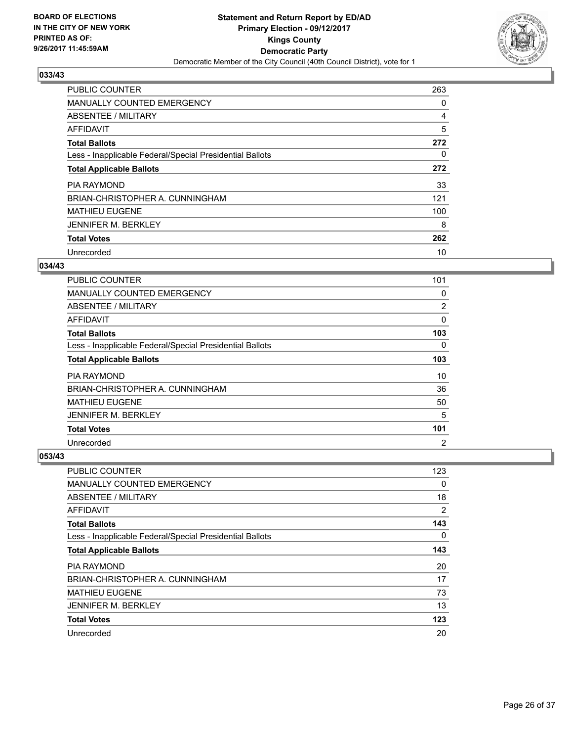BOARD OF ELECTIONS
IN THE CITY OF NEW YORK
PRINTED AS OF:
9/26/2017 11:45:59AM

**Statement and Return Report by ED/AD**
**Primary Election - 09/12/2017**
**Kings County**
**Democratic Party**
Democratic Member of the City Council (40th Council District), vote for 1

### 033/43

| | |
|---|---|
| PUBLIC COUNTER | 263 |
| MANUALLY COUNTED EMERGENCY | 0 |
| ABSENTEE / MILITARY | 4 |
| AFFIDAVIT | 5 |
| **Total Ballots** | **272** |
| Less - Inapplicable Federal/Special Presidential Ballots | 0 |
| **Total Applicable Ballots** | **272** |
| PIA RAYMOND | 33 |
| BRIAN-CHRISTOPHER A. CUNNINGHAM | 121 |
| MATHIEU EUGENE | 100 |
| JENNIFER M. BERKLEY | 8 |
| **Total Votes** | **262** |
| Unrecorded | 10 |

### 034/43

| | |
|---|---|
| PUBLIC COUNTER | 101 |
| MANUALLY COUNTED EMERGENCY | 0 |
| ABSENTEE / MILITARY | 2 |
| AFFIDAVIT | 0 |
| **Total Ballots** | **103** |
| Less - Inapplicable Federal/Special Presidential Ballots | 0 |
| **Total Applicable Ballots** | **103** |
| PIA RAYMOND | 10 |
| BRIAN-CHRISTOPHER A. CUNNINGHAM | 36 |
| MATHIEU EUGENE | 50 |
| JENNIFER M. BERKLEY | 5 |
| **Total Votes** | **101** |
| Unrecorded | 2 |

### 053/43

| | |
|---|---|
| PUBLIC COUNTER | 123 |
| MANUALLY COUNTED EMERGENCY | 0 |
| ABSENTEE / MILITARY | 18 |
| AFFIDAVIT | 2 |
| **Total Ballots** | **143** |
| Less - Inapplicable Federal/Special Presidential Ballots | 0 |
| **Total Applicable Ballots** | **143** |
| PIA RAYMOND | 20 |
| BRIAN-CHRISTOPHER A. CUNNINGHAM | 17 |
| MATHIEU EUGENE | 73 |
| JENNIFER M. BERKLEY | 13 |
| **Total Votes** | **123** |
| Unrecorded | 20 |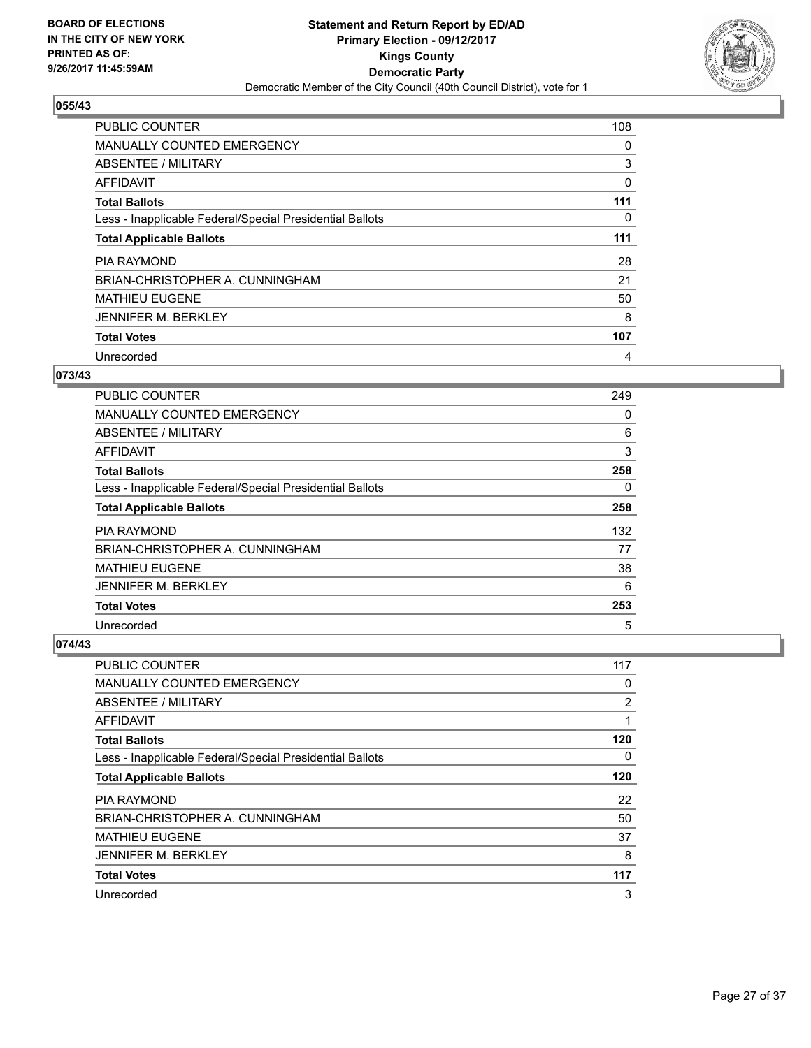BOARD OF ELECTIONS
IN THE CITY OF NEW YORK
PRINTED AS OF:
9/26/2017 11:45:59AM

**Statement and Return Report by ED/AD**
**Primary Election - 09/12/2017**
**Kings County**
**Democratic Party**
Democratic Member of the City Council (40th Council District), vote for 1

### 055/43

| | |
|---|---|
| PUBLIC COUNTER | 108 |
| MANUALLY COUNTED EMERGENCY | 0 |
| ABSENTEE / MILITARY | 3 |
| AFFIDAVIT | 0 |
| **Total Ballots** | **111** |
| Less - Inapplicable Federal/Special Presidential Ballots | 0 |
| **Total Applicable Ballots** | **111** |
| PIA RAYMOND | 28 |
| BRIAN-CHRISTOPHER A. CUNNINGHAM | 21 |
| MATHIEU EUGENE | 50 |
| JENNIFER M. BERKLEY | 8 |
| **Total Votes** | **107** |
| Unrecorded | 4 |

### 073/43

| | |
|---|---|
| PUBLIC COUNTER | 249 |
| MANUALLY COUNTED EMERGENCY | 0 |
| ABSENTEE / MILITARY | 6 |
| AFFIDAVIT | 3 |
| **Total Ballots** | **258** |
| Less - Inapplicable Federal/Special Presidential Ballots | 0 |
| **Total Applicable Ballots** | **258** |
| PIA RAYMOND | 132 |
| BRIAN-CHRISTOPHER A. CUNNINGHAM | 77 |
| MATHIEU EUGENE | 38 |
| JENNIFER M. BERKLEY | 6 |
| **Total Votes** | **253** |
| Unrecorded | 5 |

### 074/43

| | |
|---|---|
| PUBLIC COUNTER | 117 |
| MANUALLY COUNTED EMERGENCY | 0 |
| ABSENTEE / MILITARY | 2 |
| AFFIDAVIT | 1 |
| **Total Ballots** | **120** |
| Less - Inapplicable Federal/Special Presidential Ballots | 0 |
| **Total Applicable Ballots** | **120** |
| PIA RAYMOND | 22 |
| BRIAN-CHRISTOPHER A. CUNNINGHAM | 50 |
| MATHIEU EUGENE | 37 |
| JENNIFER M. BERKLEY | 8 |
| **Total Votes** | **117** |
| Unrecorded | 3 |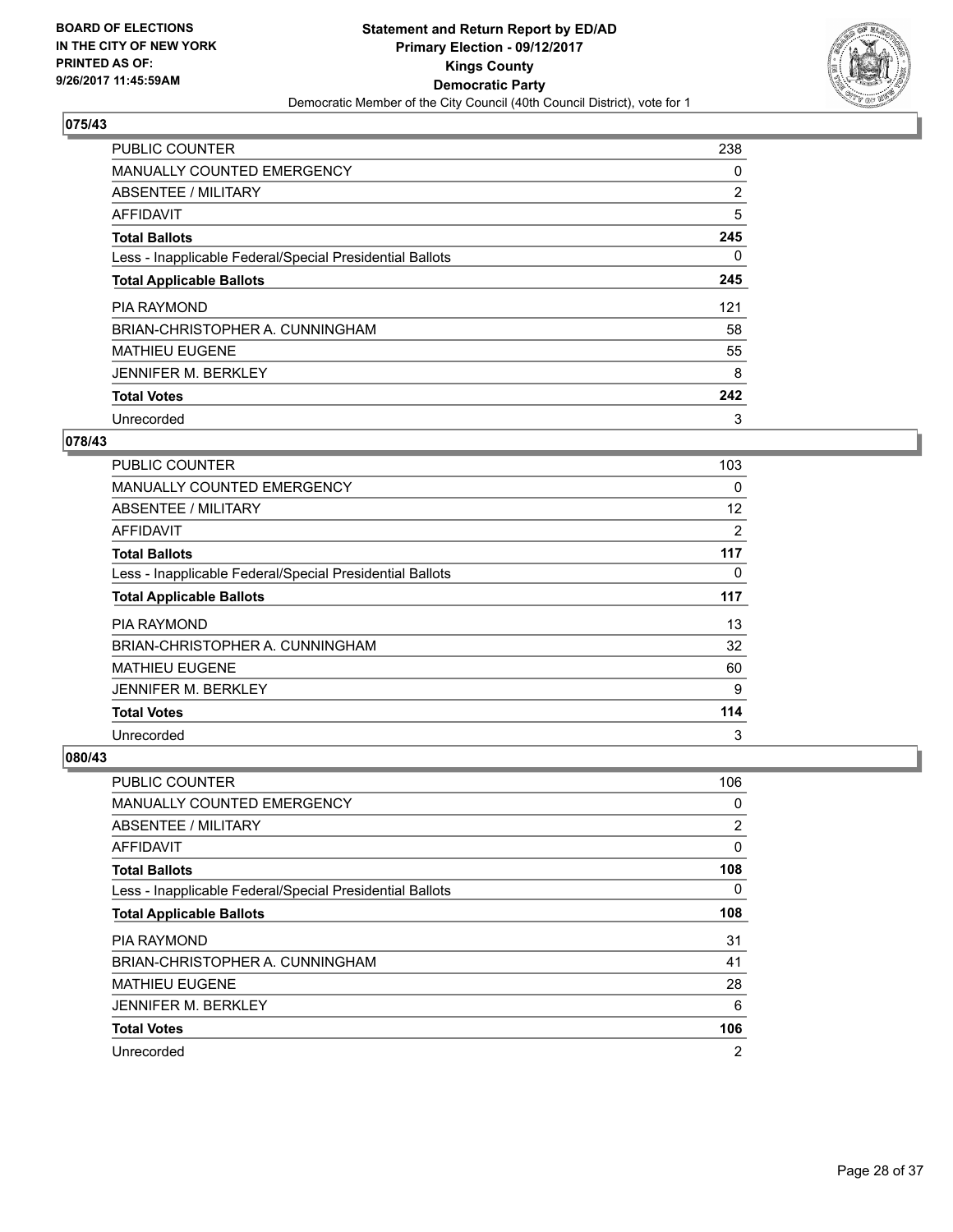BOARD OF ELECTIONS
IN THE CITY OF NEW YORK
PRINTED AS OF:
9/26/2017 11:45:59AM

**Statement and Return Report by ED/AD**
**Primary Election - 09/12/2017**
**Kings County**
**Democratic Party**
Democratic Member of the City Council (40th Council District), vote for 1

## 075/43

| | |
|---|---|
| PUBLIC COUNTER | 238 |
| MANUALLY COUNTED EMERGENCY | 0 |
| ABSENTEE / MILITARY | 2 |
| AFFIDAVIT | 5 |
| **Total Ballots** | **245** |
| Less - Inapplicable Federal/Special Presidential Ballots | 0 |
| **Total Applicable Ballots** | **245** |
| PIA RAYMOND | 121 |
| BRIAN-CHRISTOPHER A. CUNNINGHAM | 58 |
| MATHIEU EUGENE | 55 |
| JENNIFER M. BERKLEY | 8 |
| **Total Votes** | **242** |
| Unrecorded | 3 |

## 078/43

| | |
|---|---|
| PUBLIC COUNTER | 103 |
| MANUALLY COUNTED EMERGENCY | 0 |
| ABSENTEE / MILITARY | 12 |
| AFFIDAVIT | 2 |
| **Total Ballots** | **117** |
| Less - Inapplicable Federal/Special Presidential Ballots | 0 |
| **Total Applicable Ballots** | **117** |
| PIA RAYMOND | 13 |
| BRIAN-CHRISTOPHER A. CUNNINGHAM | 32 |
| MATHIEU EUGENE | 60 |
| JENNIFER M. BERKLEY | 9 |
| **Total Votes** | **114** |
| Unrecorded | 3 |

## 080/43

| | |
|---|---|
| PUBLIC COUNTER | 106 |
| MANUALLY COUNTED EMERGENCY | 0 |
| ABSENTEE / MILITARY | 2 |
| AFFIDAVIT | 0 |
| **Total Ballots** | **108** |
| Less - Inapplicable Federal/Special Presidential Ballots | 0 |
| **Total Applicable Ballots** | **108** |
| PIA RAYMOND | 31 |
| BRIAN-CHRISTOPHER A. CUNNINGHAM | 41 |
| MATHIEU EUGENE | 28 |
| JENNIFER M. BERKLEY | 6 |
| **Total Votes** | **106** |
| Unrecorded | 2 |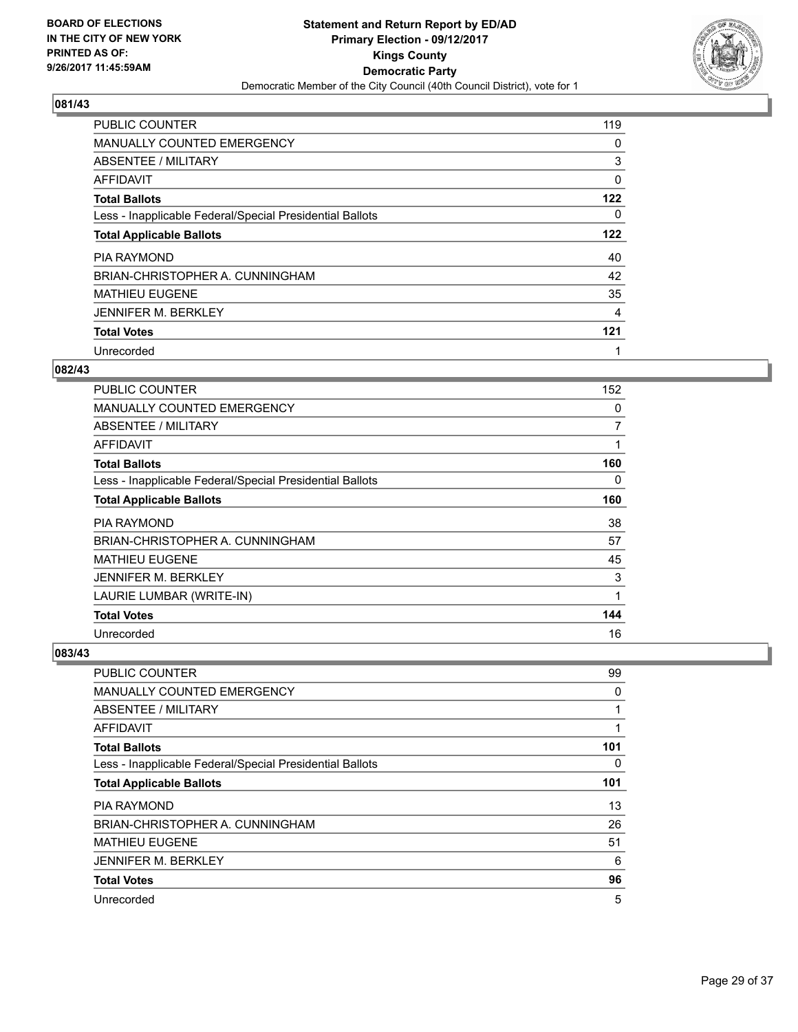BOARD OF ELECTIONS
IN THE CITY OF NEW YORK
PRINTED AS OF:
9/26/2017 11:45:59AM

**Statement and Return Report by ED/AD**
**Primary Election - 09/12/2017**
**Kings County**
**Democratic Party**
Democratic Member of the City Council (40th Council District), vote for 1

## 081/43

| | |
|---|---|
| PUBLIC COUNTER | 119 |
| MANUALLY COUNTED EMERGENCY | 0 |
| ABSENTEE / MILITARY | 3 |
| AFFIDAVIT | 0 |
| **Total Ballots** | **122** |
| Less - Inapplicable Federal/Special Presidential Ballots | 0 |
| **Total Applicable Ballots** | **122** |
| PIA RAYMOND | 40 |
| BRIAN-CHRISTOPHER A. CUNNINGHAM | 42 |
| MATHIEU EUGENE | 35 |
| JENNIFER M. BERKLEY | 4 |
| **Total Votes** | **121** |
| Unrecorded | 1 |

## 082/43

| | |
|---|---|
| PUBLIC COUNTER | 152 |
| MANUALLY COUNTED EMERGENCY | 0 |
| ABSENTEE / MILITARY | 7 |
| AFFIDAVIT | 1 |
| **Total Ballots** | **160** |
| Less - Inapplicable Federal/Special Presidential Ballots | 0 |
| **Total Applicable Ballots** | **160** |
| PIA RAYMOND | 38 |
| BRIAN-CHRISTOPHER A. CUNNINGHAM | 57 |
| MATHIEU EUGENE | 45 |
| JENNIFER M. BERKLEY | 3 |
| LAURIE LUMBAR (WRITE-IN) | 1 |
| **Total Votes** | **144** |
| Unrecorded | 16 |

## 083/43

| | |
|---|---|
| PUBLIC COUNTER | 99 |
| MANUALLY COUNTED EMERGENCY | 0 |
| ABSENTEE / MILITARY | 1 |
| AFFIDAVIT | 1 |
| **Total Ballots** | **101** |
| Less - Inapplicable Federal/Special Presidential Ballots | 0 |
| **Total Applicable Ballots** | **101** |
| PIA RAYMOND | 13 |
| BRIAN-CHRISTOPHER A. CUNNINGHAM | 26 |
| MATHIEU EUGENE | 51 |
| JENNIFER M. BERKLEY | 6 |
| **Total Votes** | **96** |
| Unrecorded | 5 |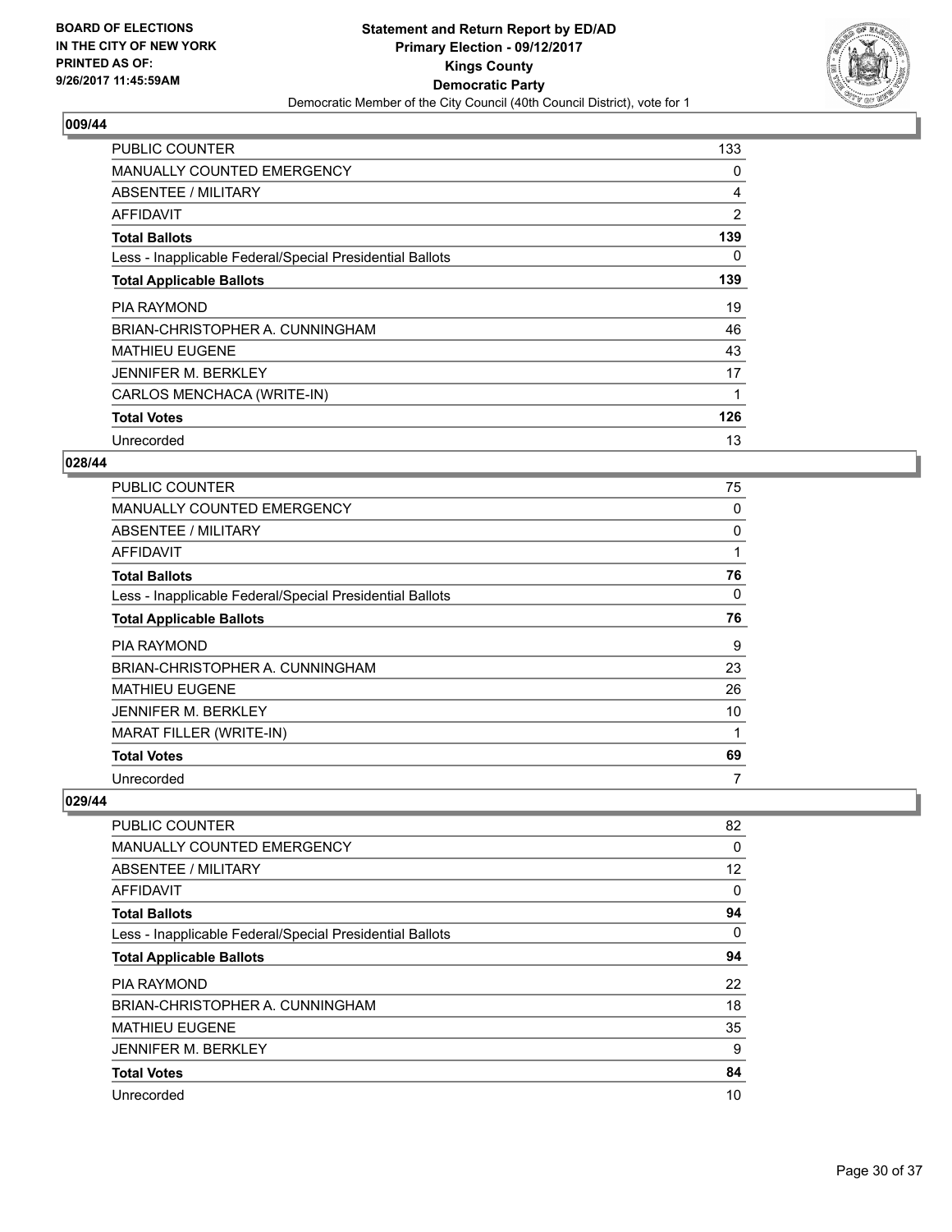**BOARD OF ELECTIONS IN THE CITY OF NEW YORK PRINTED AS OF: 9/26/2017 11:45:59AM**

**Statement and Return Report by ED/AD**
**Primary Election - 09/12/2017**
**Kings County**
**Democratic Party**
Democratic Member of the City Council (40th Council District), vote for 1

## 009/44

| | |
|---|---|
| PUBLIC COUNTER | 133 |
| MANUALLY COUNTED EMERGENCY | 0 |
| ABSENTEE / MILITARY | 4 |
| AFFIDAVIT | 2 |
| **Total Ballots** | **139** |
| Less - Inapplicable Federal/Special Presidential Ballots | 0 |
| **Total Applicable Ballots** | **139** |
| PIA RAYMOND | 19 |
| BRIAN-CHRISTOPHER A. CUNNINGHAM | 46 |
| MATHIEU EUGENE | 43 |
| JENNIFER M. BERKLEY | 17 |
| CARLOS MENCHACA (WRITE-IN) | 1 |
| **Total Votes** | **126** |
| Unrecorded | 13 |

## 028/44

| | |
|---|---|
| PUBLIC COUNTER | 75 |
| MANUALLY COUNTED EMERGENCY | 0 |
| ABSENTEE / MILITARY | 0 |
| AFFIDAVIT | 1 |
| **Total Ballots** | **76** |
| Less - Inapplicable Federal/Special Presidential Ballots | 0 |
| **Total Applicable Ballots** | **76** |
| PIA RAYMOND | 9 |
| BRIAN-CHRISTOPHER A. CUNNINGHAM | 23 |
| MATHIEU EUGENE | 26 |
| JENNIFER M. BERKLEY | 10 |
| MARAT FILLER (WRITE-IN) | 1 |
| **Total Votes** | **69** |
| Unrecorded | 7 |

## 029/44

| | |
|---|---|
| PUBLIC COUNTER | 82 |
| MANUALLY COUNTED EMERGENCY | 0 |
| ABSENTEE / MILITARY | 12 |
| AFFIDAVIT | 0 |
| **Total Ballots** | **94** |
| Less - Inapplicable Federal/Special Presidential Ballots | 0 |
| **Total Applicable Ballots** | **94** |
| PIA RAYMOND | 22 |
| BRIAN-CHRISTOPHER A. CUNNINGHAM | 18 |
| MATHIEU EUGENE | 35 |
| JENNIFER M. BERKLEY | 9 |
| **Total Votes** | **84** |
| Unrecorded | 10 |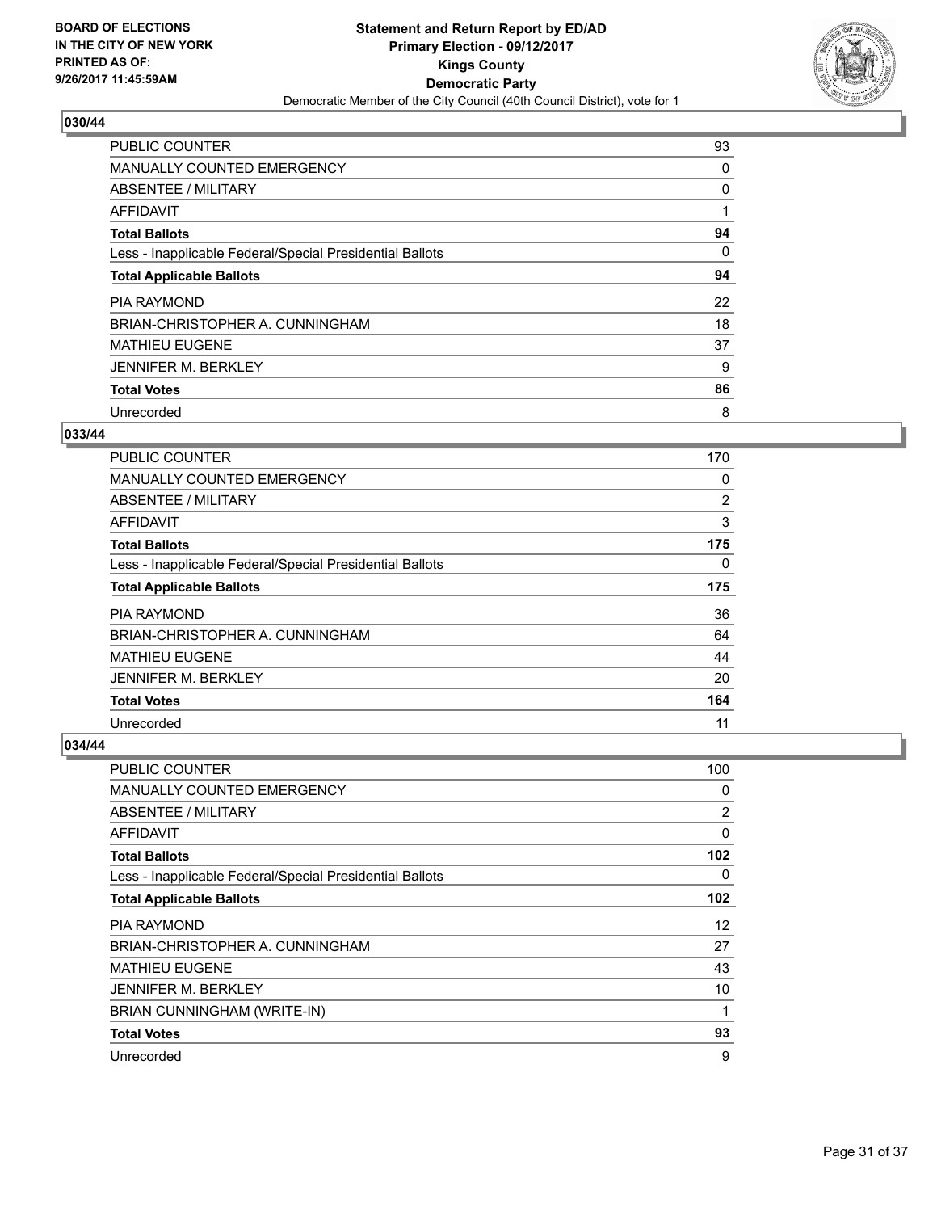**BOARD OF ELECTIONS IN THE CITY OF NEW YORK PRINTED AS OF: 9/26/2017 11:45:59AM**

**Statement and Return Report by ED/AD**
**Primary Election - 09/12/2017**
**Kings County**
**Democratic Party**
Democratic Member of the City Council (40th Council District), vote for 1

### 030/44

| | |
|---|---|
| PUBLIC COUNTER | 93 |
| MANUALLY COUNTED EMERGENCY | 0 |
| ABSENTEE / MILITARY | 0 |
| AFFIDAVIT | 1 |
| **Total Ballots** | **94** |
| Less - Inapplicable Federal/Special Presidential Ballots | 0 |
| **Total Applicable Ballots** | **94** |
| PIA RAYMOND | 22 |
| BRIAN-CHRISTOPHER A. CUNNINGHAM | 18 |
| MATHIEU EUGENE | 37 |
| JENNIFER M. BERKLEY | 9 |
| **Total Votes** | **86** |
| Unrecorded | 8 |

### 033/44

| | |
|---|---|
| PUBLIC COUNTER | 170 |
| MANUALLY COUNTED EMERGENCY | 0 |
| ABSENTEE / MILITARY | 2 |
| AFFIDAVIT | 3 |
| **Total Ballots** | **175** |
| Less - Inapplicable Federal/Special Presidential Ballots | 0 |
| **Total Applicable Ballots** | **175** |
| PIA RAYMOND | 36 |
| BRIAN-CHRISTOPHER A. CUNNINGHAM | 64 |
| MATHIEU EUGENE | 44 |
| JENNIFER M. BERKLEY | 20 |
| **Total Votes** | **164** |
| Unrecorded | 11 |

### 034/44

| | |
|---|---|
| PUBLIC COUNTER | 100 |
| MANUALLY COUNTED EMERGENCY | 0 |
| ABSENTEE / MILITARY | 2 |
| AFFIDAVIT | 0 |
| **Total Ballots** | **102** |
| Less - Inapplicable Federal/Special Presidential Ballots | 0 |
| **Total Applicable Ballots** | **102** |
| PIA RAYMOND | 12 |
| BRIAN-CHRISTOPHER A. CUNNINGHAM | 27 |
| MATHIEU EUGENE | 43 |
| JENNIFER M. BERKLEY | 10 |
| BRIAN CUNNINGHAM (WRITE-IN) | 1 |
| **Total Votes** | **93** |
| Unrecorded | 9 |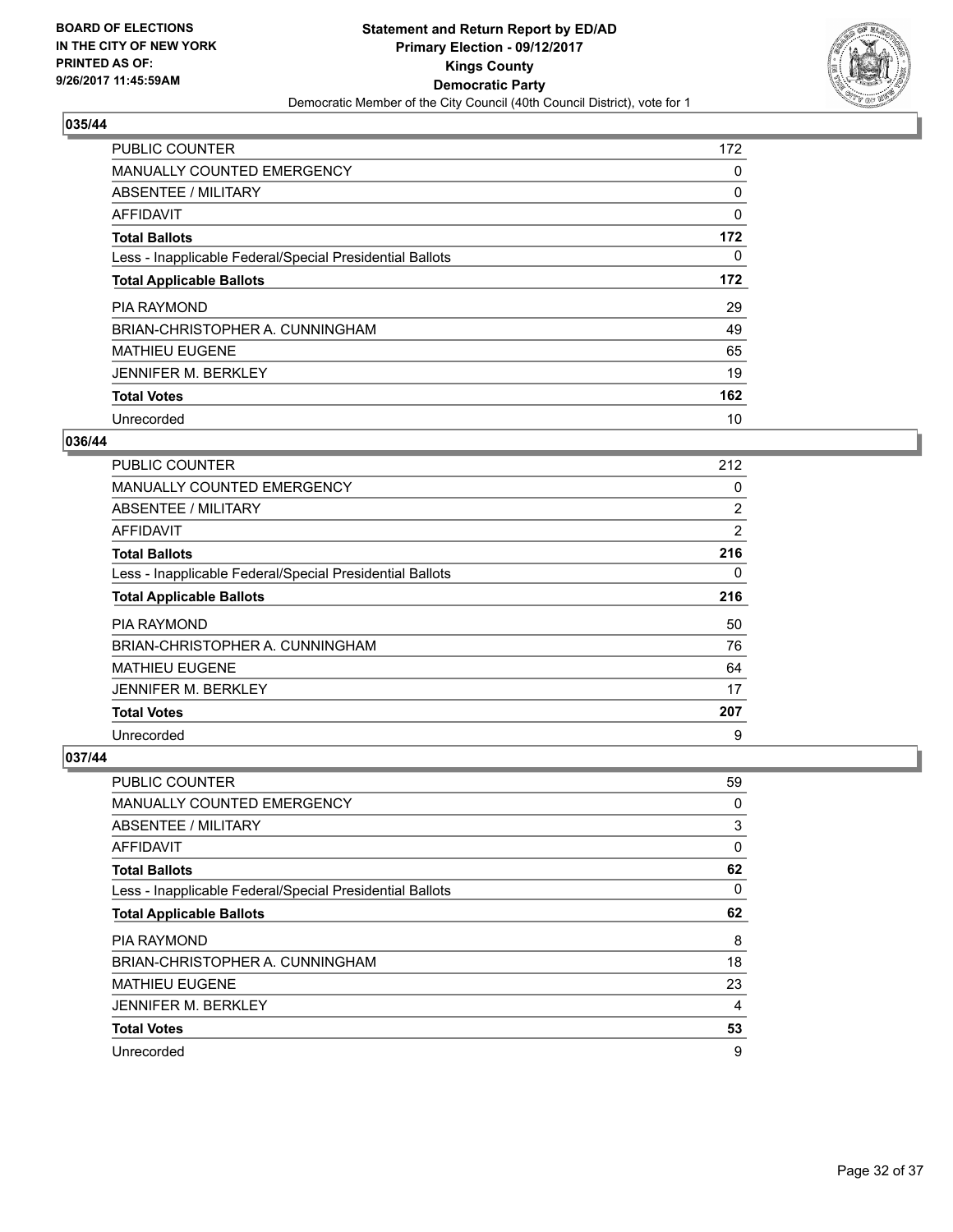**BOARD OF ELECTIONS IN THE CITY OF NEW YORK PRINTED AS OF: 9/26/2017 11:45:59AM**

**Statement and Return Report by ED/AD Primary Election - 09/12/2017 Kings County Democratic Party**

Democratic Member of the City Council (40th Council District), vote for 1

### 035/44

| | |
|---|---|
| PUBLIC COUNTER | 172 |
| MANUALLY COUNTED EMERGENCY | 0 |
| ABSENTEE / MILITARY | 0 |
| AFFIDAVIT | 0 |
| **Total Ballots** | **172** |
| Less - Inapplicable Federal/Special Presidential Ballots | 0 |
| **Total Applicable Ballots** | **172** |
| PIA RAYMOND | 29 |
| BRIAN-CHRISTOPHER A. CUNNINGHAM | 49 |
| MATHIEU EUGENE | 65 |
| JENNIFER M. BERKLEY | 19 |
| **Total Votes** | **162** |
| Unrecorded | 10 |

### 036/44

| | |
|---|---|
| PUBLIC COUNTER | 212 |
| MANUALLY COUNTED EMERGENCY | 0 |
| ABSENTEE / MILITARY | 2 |
| AFFIDAVIT | 2 |
| **Total Ballots** | **216** |
| Less - Inapplicable Federal/Special Presidential Ballots | 0 |
| **Total Applicable Ballots** | **216** |
| PIA RAYMOND | 50 |
| BRIAN-CHRISTOPHER A. CUNNINGHAM | 76 |
| MATHIEU EUGENE | 64 |
| JENNIFER M. BERKLEY | 17 |
| **Total Votes** | **207** |
| Unrecorded | 9 |

### 037/44

| | |
|---|---|
| PUBLIC COUNTER | 59 |
| MANUALLY COUNTED EMERGENCY | 0 |
| ABSENTEE / MILITARY | 3 |
| AFFIDAVIT | 0 |
| **Total Ballots** | **62** |
| Less - Inapplicable Federal/Special Presidential Ballots | 0 |
| **Total Applicable Ballots** | **62** |
| PIA RAYMOND | 8 |
| BRIAN-CHRISTOPHER A. CUNNINGHAM | 18 |
| MATHIEU EUGENE | 23 |
| JENNIFER M. BERKLEY | 4 |
| **Total Votes** | **53** |
| Unrecorded | 9 |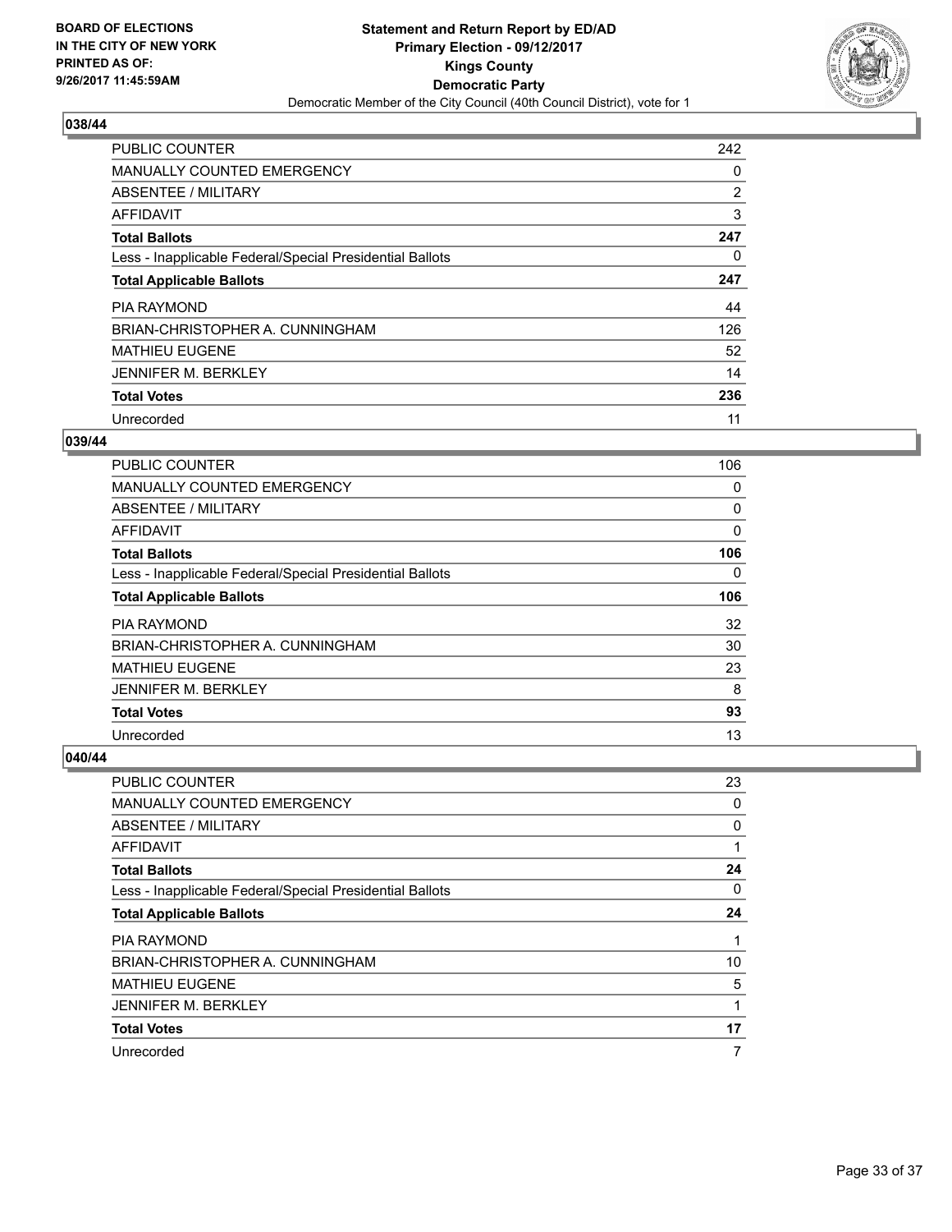**BOARD OF ELECTIONS IN THE CITY OF NEW YORK PRINTED AS OF: 9/26/2017 11:45:59AM**

**Statement and Return Report by ED/AD**
**Primary Election - 09/12/2017**
**Kings County**
**Democratic Party**
Democratic Member of the City Council (40th Council District), vote for 1

### 038/44

| | |
|---|---|
| PUBLIC COUNTER | 242 |
| MANUALLY COUNTED EMERGENCY | 0 |
| ABSENTEE / MILITARY | 2 |
| AFFIDAVIT | 3 |
| **Total Ballots** | **247** |
| Less - Inapplicable Federal/Special Presidential Ballots | 0 |
| **Total Applicable Ballots** | **247** |
| PIA RAYMOND | 44 |
| BRIAN-CHRISTOPHER A. CUNNINGHAM | 126 |
| MATHIEU EUGENE | 52 |
| JENNIFER M. BERKLEY | 14 |
| **Total Votes** | **236** |
| Unrecorded | 11 |

### 039/44

| | |
|---|---|
| PUBLIC COUNTER | 106 |
| MANUALLY COUNTED EMERGENCY | 0 |
| ABSENTEE / MILITARY | 0 |
| AFFIDAVIT | 0 |
| **Total Ballots** | **106** |
| Less - Inapplicable Federal/Special Presidential Ballots | 0 |
| **Total Applicable Ballots** | **106** |
| PIA RAYMOND | 32 |
| BRIAN-CHRISTOPHER A. CUNNINGHAM | 30 |
| MATHIEU EUGENE | 23 |
| JENNIFER M. BERKLEY | 8 |
| **Total Votes** | **93** |
| Unrecorded | 13 |

### 040/44

| | |
|---|---|
| PUBLIC COUNTER | 23 |
| MANUALLY COUNTED EMERGENCY | 0 |
| ABSENTEE / MILITARY | 0 |
| AFFIDAVIT | 1 |
| **Total Ballots** | **24** |
| Less - Inapplicable Federal/Special Presidential Ballots | 0 |
| **Total Applicable Ballots** | **24** |
| PIA RAYMOND | 1 |
| BRIAN-CHRISTOPHER A. CUNNINGHAM | 10 |
| MATHIEU EUGENE | 5 |
| JENNIFER M. BERKLEY | 1 |
| **Total Votes** | **17** |
| Unrecorded | 7 |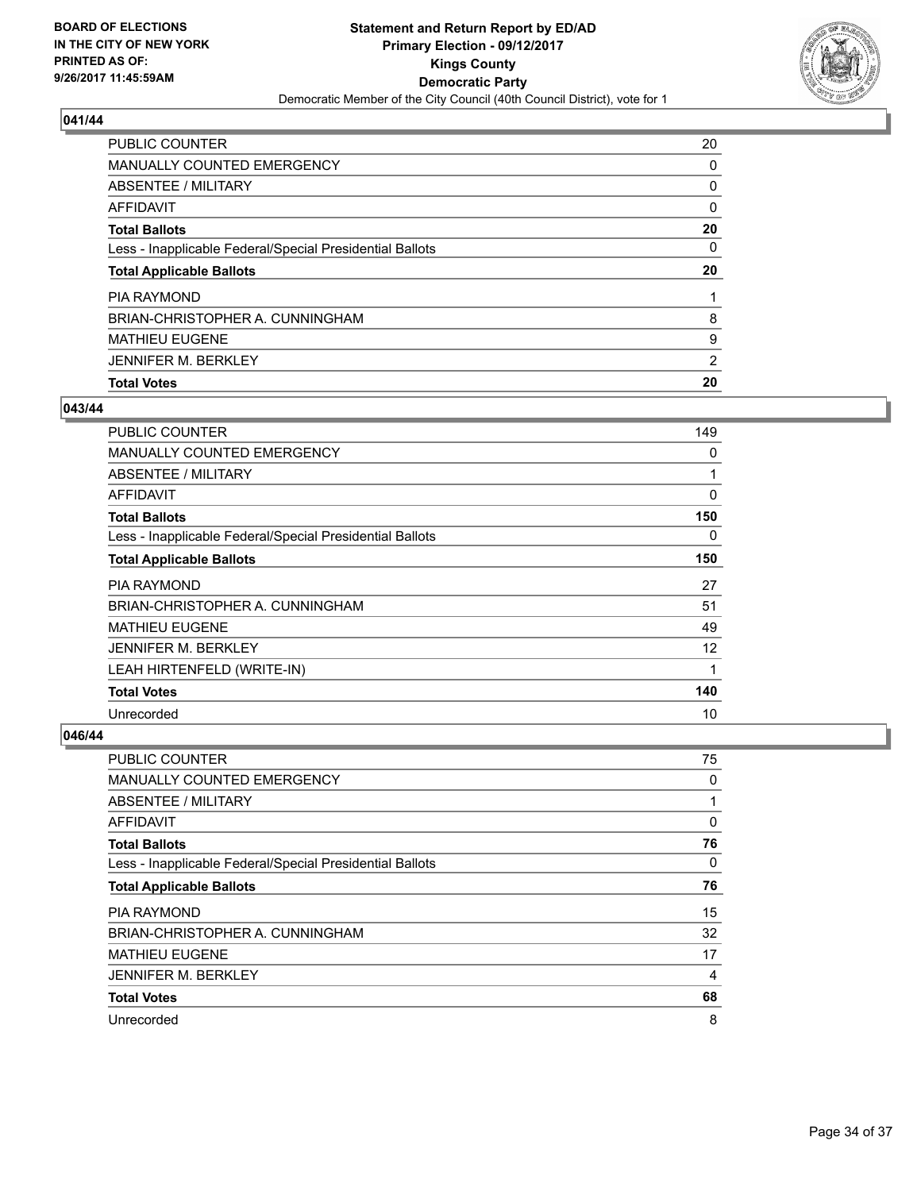BOARD OF ELECTIONS
IN THE CITY OF NEW YORK
PRINTED AS OF:
9/26/2017 11:45:59AM

**Statement and Return Report by ED/AD**
**Primary Election - 09/12/2017**
**Kings County**
**Democratic Party**
Democratic Member of the City Council (40th Council District), vote for 1

### 041/44

| | |
|---|---|
| PUBLIC COUNTER | 20 |
| MANUALLY COUNTED EMERGENCY | 0 |
| ABSENTEE / MILITARY | 0 |
| AFFIDAVIT | 0 |
| **Total Ballots** | **20** |
| Less - Inapplicable Federal/Special Presidential Ballots | 0 |
| **Total Applicable Ballots** | **20** |
| PIA RAYMOND | 1 |
| BRIAN-CHRISTOPHER A. CUNNINGHAM | 8 |
| MATHIEU EUGENE | 9 |
| JENNIFER M. BERKLEY | 2 |
| **Total Votes** | **20** |

### 043/44

| | |
|---|---|
| PUBLIC COUNTER | 149 |
| MANUALLY COUNTED EMERGENCY | 0 |
| ABSENTEE / MILITARY | 1 |
| AFFIDAVIT | 0 |
| **Total Ballots** | **150** |
| Less - Inapplicable Federal/Special Presidential Ballots | 0 |
| **Total Applicable Ballots** | **150** |
| PIA RAYMOND | 27 |
| BRIAN-CHRISTOPHER A. CUNNINGHAM | 51 |
| MATHIEU EUGENE | 49 |
| JENNIFER M. BERKLEY | 12 |
| LEAH HIRTENFELD (WRITE-IN) | 1 |
| **Total Votes** | **140** |
| Unrecorded | 10 |

### 046/44

| | |
|---|---|
| PUBLIC COUNTER | 75 |
| MANUALLY COUNTED EMERGENCY | 0 |
| ABSENTEE / MILITARY | 1 |
| AFFIDAVIT | 0 |
| **Total Ballots** | **76** |
| Less - Inapplicable Federal/Special Presidential Ballots | 0 |
| **Total Applicable Ballots** | **76** |
| PIA RAYMOND | 15 |
| BRIAN-CHRISTOPHER A. CUNNINGHAM | 32 |
| MATHIEU EUGENE | 17 |
| JENNIFER M. BERKLEY | 4 |
| **Total Votes** | **68** |
| Unrecorded | 8 |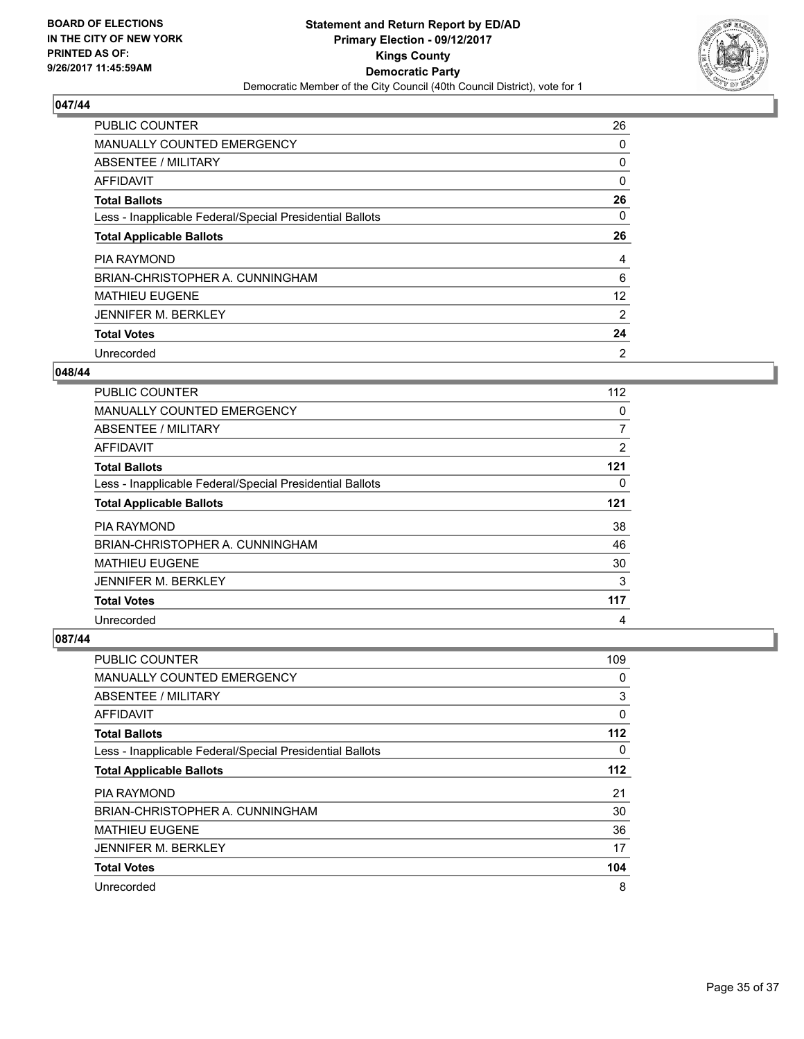BOARD OF ELECTIONS
IN THE CITY OF NEW YORK
PRINTED AS OF:
9/26/2017 11:45:59AM

**Statement and Return Report by ED/AD**
**Primary Election - 09/12/2017**
**Kings County**
**Democratic Party**
Democratic Member of the City Council (40th Council District), vote for 1

### 047/44

| | |
|---|---|
| PUBLIC COUNTER | 26 |
| MANUALLY COUNTED EMERGENCY | 0 |
| ABSENTEE / MILITARY | 0 |
| AFFIDAVIT | 0 |
| **Total Ballots** | **26** |
| Less - Inapplicable Federal/Special Presidential Ballots | 0 |
| **Total Applicable Ballots** | **26** |
| PIA RAYMOND | 4 |
| BRIAN-CHRISTOPHER A. CUNNINGHAM | 6 |
| MATHIEU EUGENE | 12 |
| JENNIFER M. BERKLEY | 2 |
| **Total Votes** | **24** |
| Unrecorded | 2 |

### 048/44

| | |
|---|---|
| PUBLIC COUNTER | 112 |
| MANUALLY COUNTED EMERGENCY | 0 |
| ABSENTEE / MILITARY | 7 |
| AFFIDAVIT | 2 |
| **Total Ballots** | **121** |
| Less - Inapplicable Federal/Special Presidential Ballots | 0 |
| **Total Applicable Ballots** | **121** |
| PIA RAYMOND | 38 |
| BRIAN-CHRISTOPHER A. CUNNINGHAM | 46 |
| MATHIEU EUGENE | 30 |
| JENNIFER M. BERKLEY | 3 |
| **Total Votes** | **117** |
| Unrecorded | 4 |

### 087/44

| | |
|---|---|
| PUBLIC COUNTER | 109 |
| MANUALLY COUNTED EMERGENCY | 0 |
| ABSENTEE / MILITARY | 3 |
| AFFIDAVIT | 0 |
| **Total Ballots** | **112** |
| Less - Inapplicable Federal/Special Presidential Ballots | 0 |
| **Total Applicable Ballots** | **112** |
| PIA RAYMOND | 21 |
| BRIAN-CHRISTOPHER A. CUNNINGHAM | 30 |
| MATHIEU EUGENE | 36 |
| JENNIFER M. BERKLEY | 17 |
| **Total Votes** | **104** |
| Unrecorded | 8 |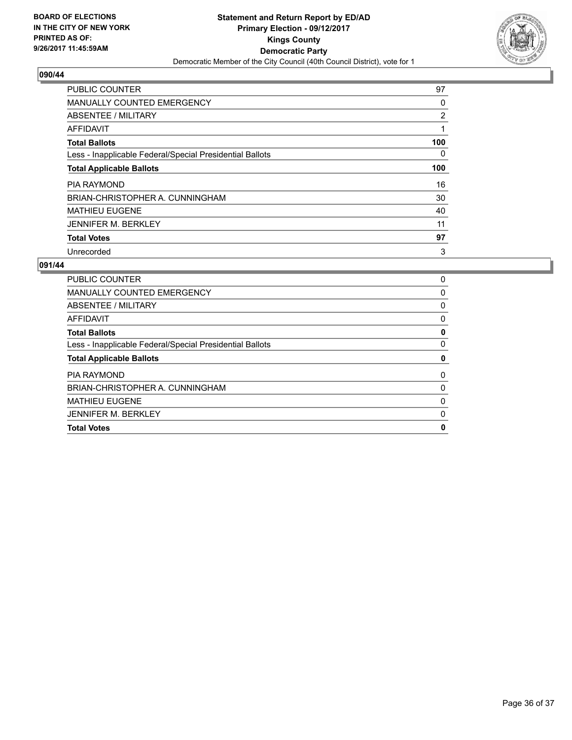**BOARD OF ELECTIONS IN THE CITY OF NEW YORK PRINTED AS OF: 9/26/2017 11:45:59AM**

**Statement and Return Report by ED/AD**
**Primary Election - 09/12/2017**
**Kings County**
**Democratic Party**
Democratic Member of the City Council (40th Council District), vote for 1

## 090/44

| | |
|---|---|
| PUBLIC COUNTER | 97 |
| MANUALLY COUNTED EMERGENCY | 0 |
| ABSENTEE / MILITARY | 2 |
| AFFIDAVIT | 1 |
| **Total Ballots** | **100** |
| Less - Inapplicable Federal/Special Presidential Ballots | 0 |
| **Total Applicable Ballots** | **100** |
| PIA RAYMOND | 16 |
| BRIAN-CHRISTOPHER A. CUNNINGHAM | 30 |
| MATHIEU EUGENE | 40 |
| JENNIFER M. BERKLEY | 11 |
| **Total Votes** | **97** |
| Unrecorded | 3 |

## 091/44

| | |
|---|---|
| PUBLIC COUNTER | 0 |
| MANUALLY COUNTED EMERGENCY | 0 |
| ABSENTEE / MILITARY | 0 |
| AFFIDAVIT | 0 |
| **Total Ballots** | **0** |
| Less - Inapplicable Federal/Special Presidential Ballots | 0 |
| **Total Applicable Ballots** | **0** |
| PIA RAYMOND | 0 |
| BRIAN-CHRISTOPHER A. CUNNINGHAM | 0 |
| MATHIEU EUGENE | 0 |
| JENNIFER M. BERKLEY | 0 |
| **Total Votes** | **0** |